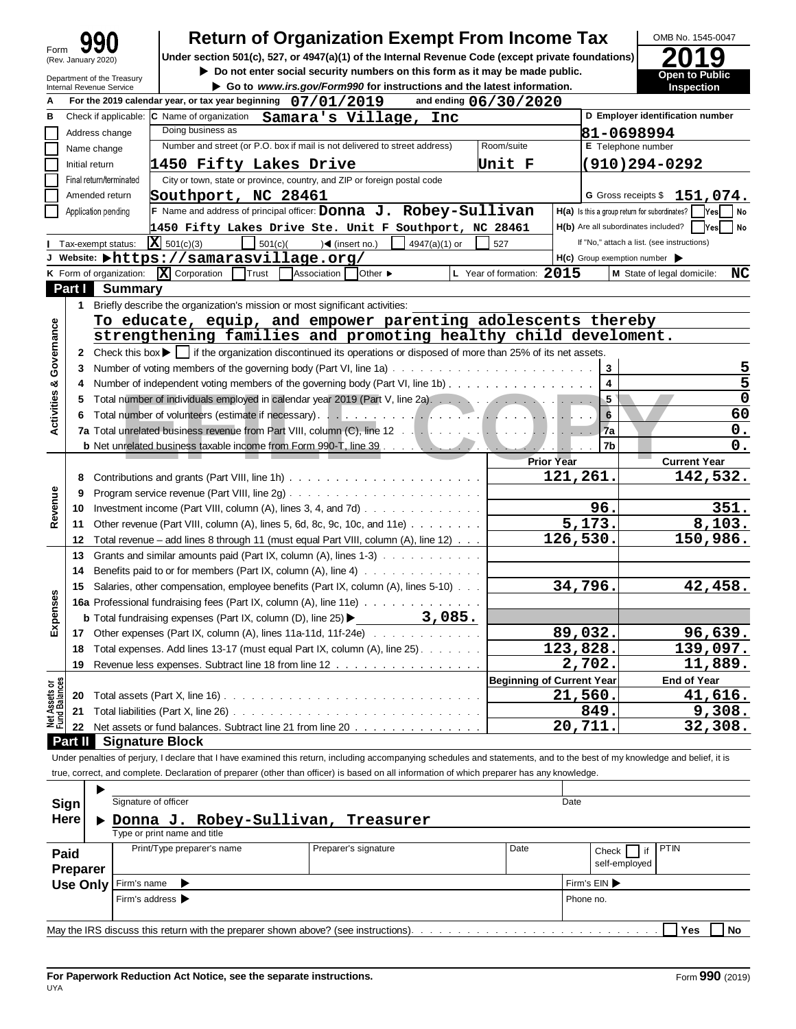Form **990** (Rev. January 2020)

Department of the Treasury
Internal Revenue Service

# Return of Organization Exempt From Income Tax

**Under section 501(c), 527, or 4947(a)(1) of the Internal Revenue Code (except private foundations)**

▶ **Do not enter social security numbers on this form as it may be made public.**

▶ **Go to *www.irs.gov/Form990* for instructions and the latest information.**

OMB No. 1545-0047

**2019**

**Open to Public Inspection**

**A** For the 2019 calendar year, or tax year beginning **07/01/2019** and ending **06/30/2020**

**B** Check if applicable:
- Address change
- Name change
- Initial return
- Final return/terminated
- Amended return
- Application pending

**C** Name of organization **Samara's Village, Inc**

Doing business as

Number and street (or P.O. box if mail is not delivered to street address) **1450 Fifty Lakes Drive** Room/suite **Unit F**

City or town, state or province, country, and ZIP or foreign postal code **Southport, NC 28461**

**D** Employer identification number **81-0698994**

**E** Telephone number **(910)294-0292**

**G** Gross receipts $ **151,074.**

**F** Name and address of principal officer: **Donna J. Robey-Sullivan**
**1450 Fifty Lakes Drive Ste. Unit F Southport, NC 28461**

**H(a)** Is this a group return for subordinates? Yes No

**H(b)** Are all subordinates included? Yes No
If "No," attach a list. (see instructions)

**I** Tax-exempt status: **X** 501(c)(3) 501(c)( ) ◀ (insert no.) 4947(a)(1) or 527

**J** Website: ▶ **https://samarasvillage.org/**

**H(c)** Group exemption number ▶

**K** Form of organization: **X** Corporation Trust Association Other ▶

**L** Year of formation: **2015**

**M** State of legal domicile: **NC**

## Part I Summary

**Activities & Governance**

1 Briefly describe the organization's mission or most significant activities:
**To educate, equip, and empower parenting adolescents thereby strengthening families and promoting healthy child develoment.**

2 Check this box ▶ ☐ if the organization discontinued its operations or disposed of more than 25% of its net assets.

| | | | |
|---|---|---|---|
| 3 | Number of voting members of the governing body (Part VI, line 1a) | 3 | 5 |
| 4 | Number of independent voting members of the governing body (Part VI, line 1b) | 4 | 5 |
| 5 | Total number of individuals employed in calendar year 2019 (Part V, line 2a) | 5 | 0 |
| 6 | Total number of volunteers (estimate if necessary) | 6 | 60 |
| 7a | Total unrelated business revenue from Part VIII, column (C), line 12 | 7a | 0. |
| b | Net unrelated business taxable income from Form 990-T, line 39 | 7b | 0. |

| | | Prior Year | Current Year |
|---|---|---|---|
| **Revenue** | | | |
| 8 | Contributions and grants (Part VIII, line 1h) | 121,261. | 142,532. |
| 9 | Program service revenue (Part VIII, line 2g) | | |
| 10 | Investment income (Part VIII, column (A), lines 3, 4, and 7d) | 96. | 351. |
| 11 | Other revenue (Part VIII, column (A), lines 5, 6d, 8c, 9c, 10c, and 11e) | 5,173. | 8,103. |
| 12 | Total revenue – add lines 8 through 11 (must equal Part VIII, column (A), line 12) | 126,530. | 150,986. |
| **Expenses** | | | |
| 13 | Grants and similar amounts paid (Part IX, column (A), lines 1-3) | | |
| 14 | Benefits paid to or for members (Part IX, column (A), line 4) | | |
| 15 | Salaries, other compensation, employee benefits (Part IX, column (A), lines 5-10) | 34,796. | 42,458. |
| 16a | Professional fundraising fees (Part IX, column (A), line 11e) | | |
| b | Total fundraising expenses (Part IX, column (D), line 25) ▶ 3,085. | | |
| 17 | Other expenses (Part IX, column (A), lines 11a-11d, 11f-24e) | 89,032. | 96,639. |
| 18 | Total expenses. Add lines 13-17 (must equal Part IX, column (A), line 25) | 123,828. | 139,097. |
| 19 | Revenue less expenses. Subtract line 18 from line 12 | 2,702. | 11,889. |

| | **Net Assets or Fund Balances** | Beginning of Current Year | End of Year |
|---|---|---|---|
| 20 | Total assets (Part X, line 16) | 21,560. | 41,616. |
| 21 | Total liabilities (Part X, line 26) | 849. | 9,308. |
| 22 | Net assets or fund balances. Subtract line 21 from line 20 | 20,711. | 32,308. |

## Part II Signature Block

Under penalties of perjury, I declare that I have examined this return, including accompanying schedules and statements, and to the best of my knowledge and belief, it is true, correct, and complete. Declaration of preparer (other than officer) is based on all information of which preparer has any knowledge.

**Sign Here**

▶ Signature of officer — Date

▶ **Donna J. Robey-Sullivan, Treasurer**
Type or print name and title

**Paid Preparer Use Only**

| Print/Type preparer's name | Preparer's signature | Date | Check ☐ if self-employed | PTIN |
|---|---|---|---|---|
| | | | | |

Firm's name ▶ — Firm's EIN ▶

Firm's address ▶ — Phone no.

May the IRS discuss this return with the preparer shown above? (see instructions) Yes No

**For Paperwork Reduction Act Notice, see the separate instructions.**

UYA — Form **990** (2019)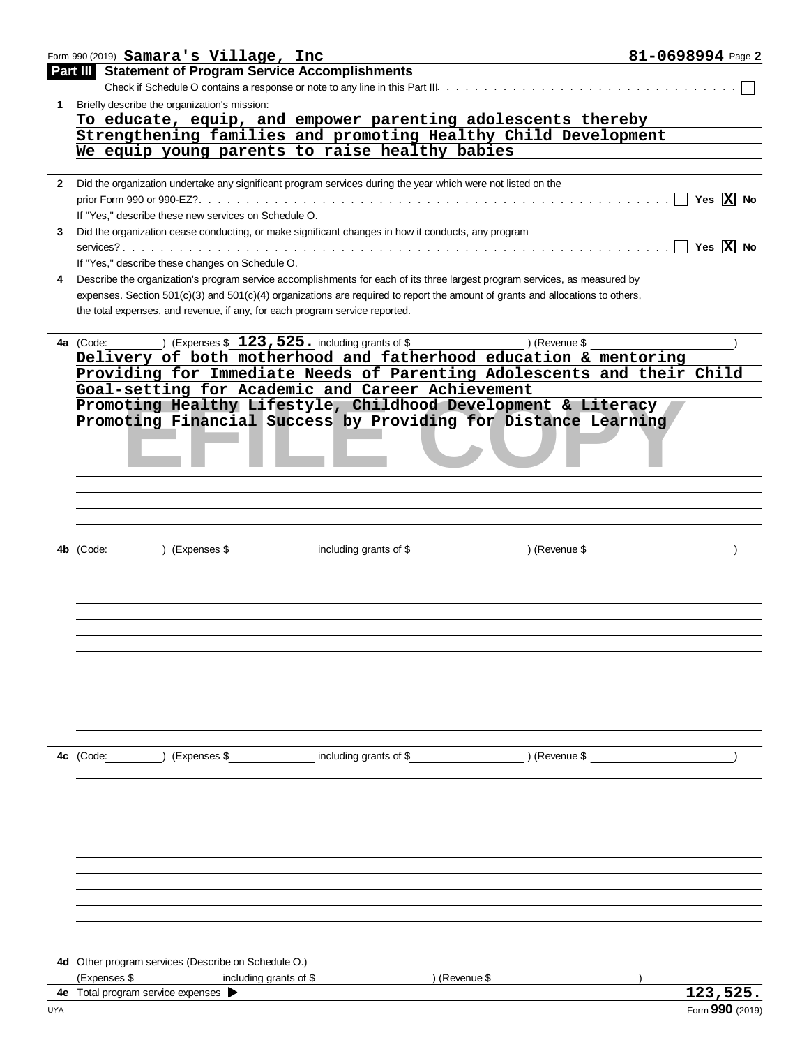Form 990 (2019) **Samara's Village, Inc** **81-0698994** Page 2

## Part III Statement of Program Service Accomplishments

Check if Schedule O contains a response or note to any line in this Part III . . . . . ☐

**1** Briefly describe the organization's mission:

To educate, equip, and empower parenting adolescents thereby Strengthening families and promoting Healthy Child Development We equip young parents to raise healthy babies

**2** Did the organization undertake any significant program services during the year which were not listed on the prior Form 990 or 990-EZ? . . . . . ☐ Yes ☒ No

If "Yes," describe these new services on Schedule O.

**3** Did the organization cease conducting, or make significant changes in how it conducts, any program services? . . . . . ☐ Yes ☒ No

If "Yes," describe these changes on Schedule O.

**4** Describe the organization's program service accomplishments for each of its three largest program services, as measured by expenses. Section 501(c)(3) and 501(c)(4) organizations are required to report the amount of grants and allocations to others, the total expenses, and revenue, if any, for each program service reported.

**4a** (Code: ) (Expenses $ **123,525.** including grants of $ ) (Revenue $ )

Delivery of both motherhood and fatherhood education & mentoring
Providing for Immediate Needs of Parenting Adolescents and their Child
Goal-setting for Academic and Career Achievement
Promoting Healthy Lifestyle, Childhood Development & Literacy
Promoting Financial Success by Providing for Distance Learning

**4b** (Code: ) (Expenses $ including grants of $ ) (Revenue $ )

**4c** (Code: ) (Expenses $ including grants of $ ) (Revenue $ )

**4d** Other program services (Describe on Schedule O.)

(Expenses $ including grants of $ ) (Revenue $ )

**4e** Total program service expenses ▶ **123,525.**

Form **990** (2019)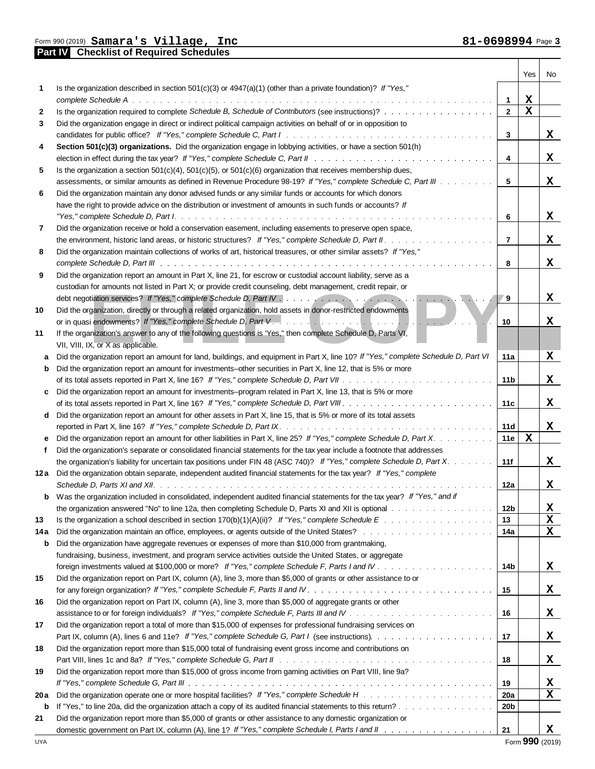Form 990 (2019) **Samara's Village, Inc** **81-0698994** Page **3**

## Part IV Checklist of Required Schedules

| | | | Yes | No |
|---|---|---|---|---|
| **1** | Is the organization described in section 501(c)(3) or 4947(a)(1) (other than a private foundation)? *If "Yes," complete Schedule A* | **1** | X | |
| **2** | Is the organization required to complete *Schedule B, Schedule of Contributors* (see instructions)? | **2** | X | |
| **3** | Did the organization engage in direct or indirect political campaign activities on behalf of or in opposition to candidates for public office? *If "Yes," complete Schedule C, Part I* | **3** | | X |
| **4** | **Section 501(c)(3) organizations.** Did the organization engage in lobbying activities, or have a section 501(h) election in effect during the tax year? *If "Yes," complete Schedule C, Part II* | **4** | | X |
| **5** | Is the organization a section 501(c)(4), 501(c)(5), or 501(c)(6) organization that receives membership dues, assessments, or similar amounts as defined in Revenue Procedure 98-19? *If "Yes," complete Schedule C, Part III* | **5** | | X |
| **6** | Did the organization maintain any donor advised funds or any similar funds or accounts for which donors have the right to provide advice on the distribution or investment of amounts in such funds or accounts? *If "Yes," complete Schedule D, Part I* | **6** | | X |
| **7** | Did the organization receive or hold a conservation easement, including easements to preserve open space, the environment, historic land areas, or historic structures? *If "Yes," complete Schedule D, Part II* | **7** | | X |
| **8** | Did the organization maintain collections of works of art, historical treasures, or other similar assets? *If "Yes," complete Schedule D, Part III* | **8** | | X |
| **9** | Did the organization report an amount in Part X, line 21, for escrow or custodial account liability, serve as a custodian for amounts not listed in Part X; or provide credit counseling, debt management, credit repair, or debt negotiation services? *If "Yes," complete Schedule D, Part IV* | **9** | | X |
| **10** | Did the organization, directly or through a related organization, hold assets in donor-restricted endowments or in quasi endowments? *If "Yes," complete Schedule D, Part V* | **10** | | X |
| **11** | If the organization's answer to any of the following questions is "Yes," then complete Schedule D, Parts VI, VII, VIII, IX, or X as applicable. | | | |
| **a** | Did the organization report an amount for land, buildings, and equipment in Part X, line 10? *If "Yes," complete Schedule D, Part VI* | **11a** | | X |
| **b** | Did the organization report an amount for investments–other securities in Part X, line 12, that is 5% or more of its total assets reported in Part X, line 16? *If "Yes," complete Schedule D, Part VII* | **11b** | | X |
| **c** | Did the organization report an amount for investments–program related in Part X, line 13, that is 5% or more of its total assets reported in Part X, line 16? *If "Yes," complete Schedule D, Part VIII* | **11c** | | X |
| **d** | Did the organization report an amount for other assets in Part X, line 15, that is 5% or more of its total assets reported in Part X, line 16? *If "Yes," complete Schedule D, Part IX* | **11d** | | X |
| **e** | Did the organization report an amount for other liabilities in Part X, line 25? *If "Yes," complete Schedule D, Part X* | **11e** | X | |
| **f** | Did the organization's separate or consolidated financial statements for the tax year include a footnote that addresses the organization's liability for uncertain tax positions under FIN 48 (ASC 740)? *If "Yes," complete Schedule D, Part X* | **11f** | | X |
| **12a** | Did the organization obtain separate, independent audited financial statements for the tax year? *If "Yes," complete Schedule D, Parts XI and XII* | **12a** | | X |
| **b** | Was the organization included in consolidated, independent audited financial statements for the tax year? *If "Yes," and if the organization answered "No" to line 12a, then completing Schedule D, Parts XI and XII is optional* | **12b** | | X |
| **13** | Is the organization a school described in section 170(b)(1)(A)(ii)? *If "Yes," complete Schedule E* | **13** | | X |
| **14a** | Did the organization maintain an office, employees, or agents outside of the United States? | **14a** | | X |
| **b** | Did the organization have aggregate revenues or expenses of more than $10,000 from grantmaking, fundraising, business, investment, and program service activities outside the United States, or aggregate foreign investments valued at $100,000 or more? *If "Yes," complete Schedule F, Parts I and IV* | **14b** | | X |
| **15** | Did the organization report on Part IX, column (A), line 3, more than $5,000 of grants or other assistance to or for any foreign organization? *If "Yes," complete Schedule F, Parts II and IV* | **15** | | X |
| **16** | Did the organization report on Part IX, column (A), line 3, more than $5,000 of aggregate grants or other assistance to or for foreign individuals? *If "Yes," complete Schedule F, Parts III and IV* | **16** | | X |
| **17** | Did the organization report a total of more than $15,000 of expenses for professional fundraising services on Part IX, column (A), lines 6 and 11e? *If "Yes," complete Schedule G, Part I* (see instructions) | **17** | | X |
| **18** | Did the organization report more than $15,000 total of fundraising event gross income and contributions on Part VIII, lines 1c and 8a? *If "Yes," complete Schedule G, Part II* | **18** | | X |
| **19** | Did the organization report more than $15,000 of gross income from gaming activities on Part VIII, line 9a? *If "Yes," complete Schedule G, Part III* | **19** | | X |
| **20a** | Did the organization operate one or more hospital facilities? *If "Yes," complete Schedule H* | **20a** | | X |
| **b** | If "Yes," to line 20a, did the organization attach a copy of its audited financial statements to this return? | **20b** | | |
| **21** | Did the organization report more than $5,000 of grants or other assistance to any domestic organization or domestic government on Part IX, column (A), line 1? *If "Yes," complete Schedule I, Parts I and II* | **21** | | X |

UYA Form **990** (2019)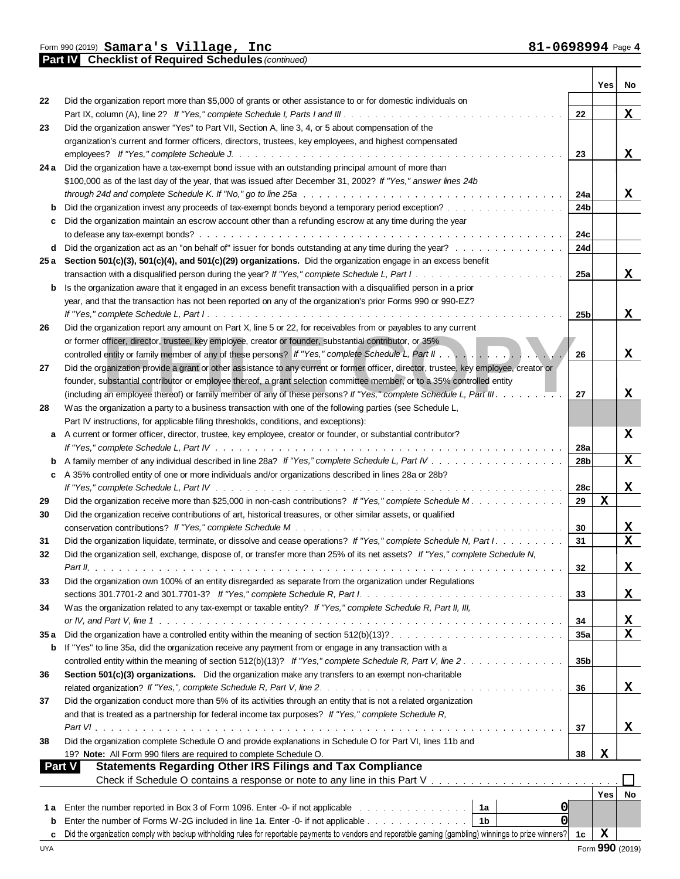Form 990 (2019) **Samara's Village, Inc** **81-0698994** Page 4

**Part IV Checklist of Required Schedules** *(continued)*

| | | | Yes | No |
|---|---|---|---|---|
| 22 | Did the organization report more than $5,000 of grants or other assistance to or for domestic individuals on Part IX, column (A), line 2? *If "Yes," complete Schedule I, Parts I and III* | 22 | | X |
| 23 | Did the organization answer "Yes" to Part VII, Section A, line 3, 4, or 5 about compensation of the organization's current and former officers, directors, trustees, key employees, and highest compensated employees? *If "Yes," complete Schedule J* | 23 | | X |
| 24 a | Did the organization have a tax-exempt bond issue with an outstanding principal amount of more than $100,000 as of the last day of the year, that was issued after December 31, 2002? *If "Yes," answer lines 24b through 24d and complete Schedule K. If "No," go to line 25a* | 24a | | X |
| b | Did the organization invest any proceeds of tax-exempt bonds beyond a temporary period exception? | 24b | | |
| c | Did the organization maintain an escrow account other than a refunding escrow at any time during the year to defease any tax-exempt bonds? | 24c | | |
| d | Did the organization act as an "on behalf of" issuer for bonds outstanding at any time during the year? | 24d | | |
| 25 a | **Section 501(c)(3), 501(c)(4), and 501(c)(29) organizations.** Did the organization engage in an excess benefit transaction with a disqualified person during the year? *If "Yes," complete Schedule L, Part I* | 25a | | X |
| b | Is the organization aware that it engaged in an excess benefit transaction with a disqualified person in a prior year, and that the transaction has not been reported on any of the organization's prior Forms 990 or 990-EZ? *If "Yes," complete Schedule L, Part I* | 25b | | X |
| 26 | Did the organization report any amount on Part X, line 5 or 22, for receivables from or payables to any current or former officer, director, trustee, key employee, creator or founder, substantial contributor, or 35% controlled entity or family member of any of these persons? *If "Yes," complete Schedule L, Part II* | 26 | | X |
| 27 | Did the organization provide a grant or other assistance to any current or former officer, director, trustee, key employee, creator or founder, substantial contributor or employee thereof, a grant selection committee member, or to a 35% controlled entity (including an employee thereof) or family member of any of these persons? *If "Yes," complete Schedule L, Part III* | 27 | | X |
| 28 | Was the organization a party to a business transaction with one of the following parties (see Schedule L, Part IV instructions, for applicable filing thresholds, conditions, and exceptions): | | | |
| a | A current or former officer, director, trustee, key employee, creator or founder, or substantial contributor? *If "Yes," complete Schedule L, Part IV* | 28a | | X |
| b | A family member of any individual described in line 28a? *If "Yes," complete Schedule L, Part IV* | 28b | | X |
| c | A 35% controlled entity of one or more individuals and/or organizations described in lines 28a or 28b? *If "Yes," complete Schedule L, Part IV* | 28c | | X |
| 29 | Did the organization receive more than $25,000 in non-cash contributions? *If "Yes," complete Schedule M* | 29 | X | |
| 30 | Did the organization receive contributions of art, historical treasures, or other similar assets, or qualified conservation contributions? *If "Yes," complete Schedule M* | 30 | | X |
| 31 | Did the organization liquidate, terminate, or dissolve and cease operations? *If "Yes," complete Schedule N, Part I* | 31 | | X |
| 32 | Did the organization sell, exchange, dispose of, or transfer more than 25% of its net assets? *If "Yes," complete Schedule N, Part II* | 32 | | X |
| 33 | Did the organization own 100% of an entity disregarded as separate from the organization under Regulations sections 301.7701-2 and 301.7701-3? *If "Yes," complete Schedule R, Part I* | 33 | | X |
| 34 | Was the organization related to any tax-exempt or taxable entity? *If "Yes," complete Schedule R, Part II, III, or IV, and Part V, line 1* | 34 | | X |
| 35 a | Did the organization have a controlled entity within the meaning of section 512(b)(13)? | 35a | | X |
| b | If "Yes" to line 35a, did the organization receive any payment from or engage in any transaction with a controlled entity within the meaning of section 512(b)(13)? *If "Yes," complete Schedule R, Part V, line 2* | 35b | | |
| 36 | **Section 501(c)(3) organizations.** Did the organization make any transfers to an exempt non-charitable related organization? *If "Yes," complete Schedule R, Part V, line 2* | 36 | | X |
| 37 | Did the organization conduct more than 5% of its activities through an entity that is not a related organization and that is treated as a partnership for federal income tax purposes? *If "Yes," complete Schedule R, Part VI* | 37 | | X |
| 38 | Did the organization complete Schedule O and provide explanations in Schedule O for Part VI, lines 11b and 19? **Note:** All Form 990 filers are required to complete Schedule O. | 38 | X | |

**Part V Statements Regarding Other IRS Filings and Tax Compliance**

Check if Schedule O contains a response or note to any line in this Part V ☐

| | | | | Yes | No |
|---|---|---|---|---|---|
| 1 a | Enter the number reported in Box 3 of Form 1096. Enter -0- if not applicable | 1a | 0 | | |
| b | Enter the number of Forms W-2G included in line 1a. Enter -0- if not applicable | 1b | 0 | | |
| c | Did the organization comply with backup withholding rules for reportable payments to vendors and reportable gaming (gambling) winnings to prize winners? | 1c | | X | |

Form **990** (2019)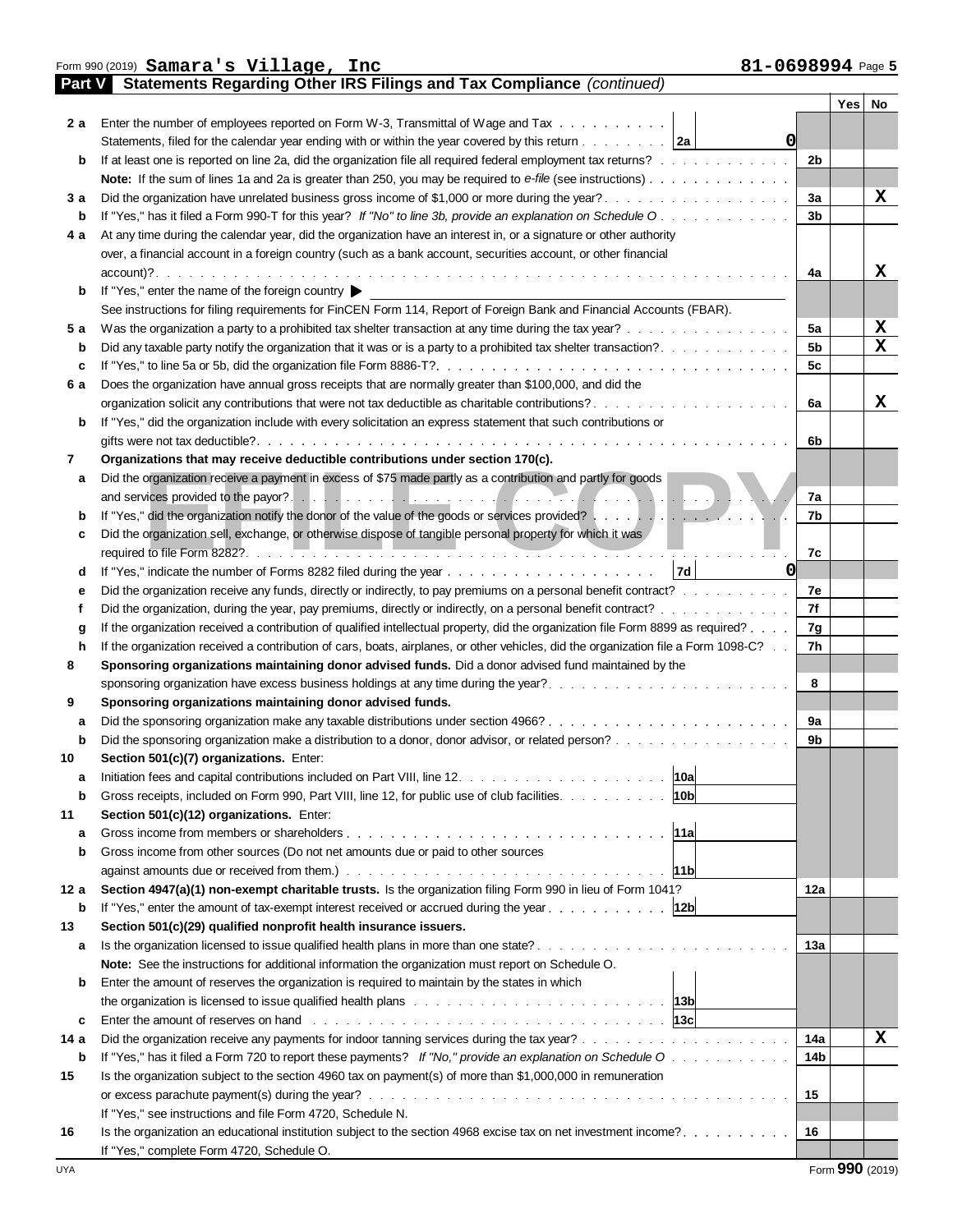Form 990 (2019) **Samara's Village, Inc** **81-0698994** Page **5**

## Part V Statements Regarding Other IRS Filings and Tax Compliance *(continued)*

| | | | | Yes | No |
|---|---|---|---|---|---|
| **2 a** | Enter the number of employees reported on Form W-3, Transmittal of Wage and Tax Statements, filed for the calendar year ending with or within the year covered by this return | 2a 0 | | | |
| **b** | If at least one is reported on line 2a, did the organization file all required federal employment tax returns? | | 2b | | |
| | **Note:** If the sum of lines 1a and 2a is greater than 250, you may be required to *e-file* (see instructions) | | | | |
| **3 a** | Did the organization have unrelated business gross income of $1,000 or more during the year? | | 3a | | X |
| **b** | If "Yes," has it filed a Form 990-T for this year? *If "No" to line 3b, provide an explanation on Schedule O* | | 3b | | |
| **4 a** | At any time during the calendar year, did the organization have an interest in, or a signature or other authority over, a financial account in a foreign country (such as a bank account, securities account, or other financial account)? | | 4a | | X |
| **b** | If "Yes," enter the name of the foreign country ▶ See instructions for filing requirements for FinCEN Form 114, Report of Foreign Bank and Financial Accounts (FBAR). | | | | |
| **5 a** | Was the organization a party to a prohibited tax shelter transaction at any time during the tax year? | | 5a | | X |
| **b** | Did any taxable party notify the organization that it was or is a party to a prohibited tax shelter transaction? | | 5b | | X |
| **c** | If "Yes," to line 5a or 5b, did the organization file Form 8886-T? | | 5c | | |
| **6 a** | Does the organization have annual gross receipts that are normally greater than $100,000, and did the organization solicit any contributions that were not tax deductible as charitable contributions? | | 6a | | X |
| **b** | If "Yes," did the organization include with every solicitation an express statement that such contributions or gifts were not tax deductible? | | 6b | | |
| **7** | **Organizations that may receive deductible contributions under section 170(c).** | | | | |
| **a** | Did the organization receive a payment in excess of $75 made partly as a contribution and partly for goods and services provided to the payor? | | 7a | | |
| **b** | If "Yes," did the organization notify the donor of the value of the goods or services provided? | | 7b | | |
| **c** | Did the organization sell, exchange, or otherwise dispose of tangible personal property for which it was required to file Form 8282? | | 7c | | |
| **d** | If "Yes," indicate the number of Forms 8282 filed during the year | 7d 0 | | | |
| **e** | Did the organization receive any funds, directly or indirectly, to pay premiums on a personal benefit contract? | | 7e | | |
| **f** | Did the organization, during the year, pay premiums, directly or indirectly, on a personal benefit contract? | | 7f | | |
| **g** | If the organization received a contribution of qualified intellectual property, did the organization file Form 8899 as required? | | 7g | | |
| **h** | If the organization received a contribution of cars, boats, airplanes, or other vehicles, did the organization file a Form 1098-C? | | 7h | | |
| **8** | **Sponsoring organizations maintaining donor advised funds.** Did a donor advised fund maintained by the sponsoring organization have excess business holdings at any time during the year? | | 8 | | |
| **9** | **Sponsoring organizations maintaining donor advised funds.** | | | | |
| **a** | Did the sponsoring organization make any taxable distributions under section 4966? | | 9a | | |
| **b** | Did the sponsoring organization make a distribution to a donor, donor advisor, or related person? | | 9b | | |
| **10** | **Section 501(c)(7) organizations.** Enter: | | | | |
| **a** | Initiation fees and capital contributions included on Part VIII, line 12 | 10a | | | |
| **b** | Gross receipts, included on Form 990, Part VIII, line 12, for public use of club facilities | 10b | | | |
| **11** | **Section 501(c)(12) organizations.** Enter: | | | | |
| **a** | Gross income from members or shareholders | 11a | | | |
| **b** | Gross income from other sources (Do not net amounts due or paid to other sources against amounts due or received from them.) | 11b | | | |
| **12 a** | **Section 4947(a)(1) non-exempt charitable trusts.** Is the organization filing Form 990 in lieu of Form 1041? | | 12a | | |
| **b** | If "Yes," enter the amount of tax-exempt interest received or accrued during the year | 12b | | | |
| **13** | **Section 501(c)(29) qualified nonprofit health insurance issuers.** | | | | |
| **a** | Is the organization licensed to issue qualified health plans in more than one state? | | 13a | | |
| | **Note:** See the instructions for additional information the organization must report on Schedule O. | | | | |
| **b** | Enter the amount of reserves the organization is required to maintain by the states in which the organization is licensed to issue qualified health plans | 13b | | | |
| **c** | Enter the amount of reserves on hand | 13c | | | |
| **14 a** | Did the organization receive any payments for indoor tanning services during the tax year? | | 14a | | X |
| **b** | If "Yes," has it filed a Form 720 to report these payments? *If "No," provide an explanation on Schedule O* | | 14b | | |
| **15** | Is the organization subject to the section 4960 tax on payment(s) of more than $1,000,000 in remuneration or excess parachute payment(s) during the year? | | 15 | | |
| | If "Yes," see instructions and file Form 4720, Schedule N. | | | | |
| **16** | Is the organization an educational institution subject to the section 4968 excise tax on net investment income? | | 16 | | |
| | If "Yes," complete Form 4720, Schedule O. | | | | |

UYA Form **990** (2019)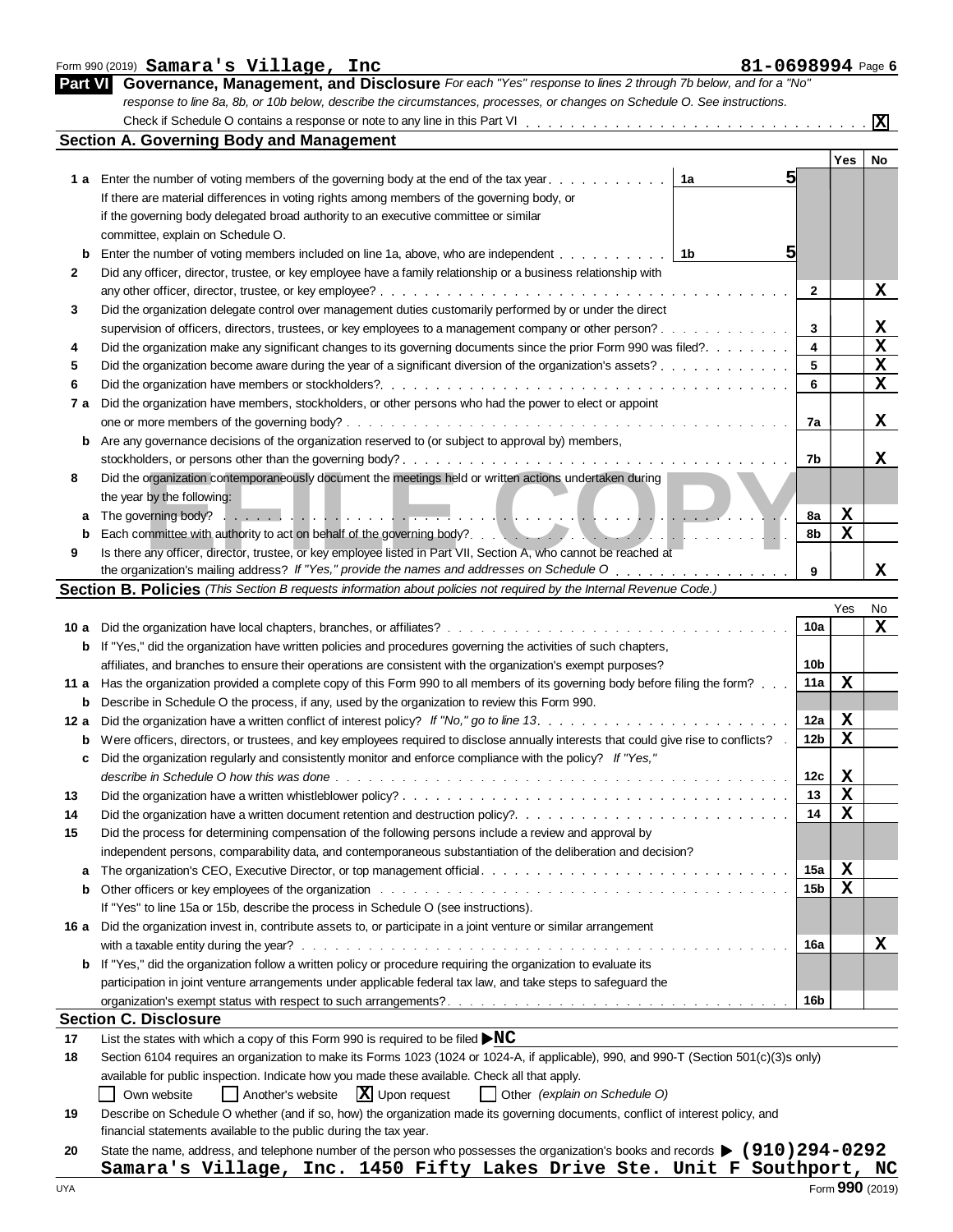Form 990 (2019) **Samara's Village, Inc** **81-0698994** Page **6**

## Part VI Governance, Management, and Disclosure

*For each "Yes" response to lines 2 through 7b below, and for a "No" response to line 8a, 8b, or 10b below, describe the circumstances, processes, or changes on Schedule O. See instructions.*

Check if Schedule O contains a response or note to any line in this Part VI . . . . . [X]

### Section A. Governing Body and Management

| | | | | Yes | No |
|---|---|---|---|---|---|
| **1a** | Enter the number of voting members of the governing body at the end of the tax year. If there are material differences in voting rights among members of the governing body, or if the governing body delegated broad authority to an executive committee or similar committee, explain on Schedule O. | 1a: 5 | | | |
| **b** | Enter the number of voting members included on line 1a, above, who are independent | 1b: 5 | | | |
| **2** | Did any officer, director, trustee, or key employee have a family relationship or a business relationship with any other officer, director, trustee, or key employee? | | 2 | | X |
| **3** | Did the organization delegate control over management duties customarily performed by or under the direct supervision of officers, directors, trustees, or key employees to a management company or other person? | | 3 | | X |
| **4** | Did the organization make any significant changes to its governing documents since the prior Form 990 was filed? | | 4 | | X |
| **5** | Did the organization become aware during the year of a significant diversion of the organization's assets? | | 5 | | X |
| **6** | Did the organization have members or stockholders? | | 6 | | X |
| **7a** | Did the organization have members, stockholders, or other persons who had the power to elect or appoint one or more members of the governing body? | | 7a | | X |
| **b** | Are any governance decisions of the organization reserved to (or subject to approval by) members, stockholders, or persons other than the governing body? | | 7b | | X |
| **8** | Did the organization contemporaneously document the meetings held or written actions undertaken during the year by the following: | | | | |
| **a** | The governing body? | | 8a | X | |
| **b** | Each committee with authority to act on behalf of the governing body? | | 8b | X | |
| **9** | Is there any officer, director, trustee, or key employee listed in Part VII, Section A, who cannot be reached at the organization's mailing address? *If "Yes," provide the names and addresses on Schedule O* | | 9 | | X |

### Section B. Policies *(This Section B requests information about policies not required by the Internal Revenue Code.)*

| | | | Yes | No |
|---|---|---|---|---|
| **10a** | Did the organization have local chapters, branches, or affiliates? | 10a | | X |
| **b** | If "Yes," did the organization have written policies and procedures governing the activities of such chapters, affiliates, and branches to ensure their operations are consistent with the organization's exempt purposes? | 10b | | |
| **11a** | Has the organization provided a complete copy of this Form 990 to all members of its governing body before filing the form? | 11a | X | |
| **b** | Describe in Schedule O the process, if any, used by the organization to review this Form 990. | | | |
| **12a** | Did the organization have a written conflict of interest policy? *If "No," go to line 13* | 12a | X | |
| **b** | Were officers, directors, or trustees, and key employees required to disclose annually interests that could give rise to conflicts? | 12b | X | |
| **c** | Did the organization regularly and consistently monitor and enforce compliance with the policy? *If "Yes," describe in Schedule O how this was done* | 12c | X | |
| **13** | Did the organization have a written whistleblower policy? | 13 | X | |
| **14** | Did the organization have a written document retention and destruction policy? | 14 | X | |
| **15** | Did the process for determining compensation of the following persons include a review and approval by independent persons, comparability data, and contemporaneous substantiation of the deliberation and decision? | | | |
| **a** | The organization's CEO, Executive Director, or top management official | 15a | X | |
| **b** | Other officers or key employees of the organization | 15b | X | |
| | If "Yes" to line 15a or 15b, describe the process in Schedule O (see instructions). | | | |
| **16a** | Did the organization invest in, contribute assets to, or participate in a joint venture or similar arrangement with a taxable entity during the year? | 16a | | X |
| **b** | If "Yes," did the organization follow a written policy or procedure requiring the organization to evaluate its participation in joint venture arrangements under applicable federal tax law, and take steps to safeguard the organization's exempt status with respect to such arrangements? | 16b | | |

### Section C. Disclosure

**17** List the states with which a copy of this Form 990 is required to be filed ▶ **NC**

**18** Section 6104 requires an organization to make its Forms 1023 (1024 or 1024-A, if applicable), 990, and 990-T (Section 501(c)(3)s only) available for public inspection. Indicate how you made these available. Check all that apply.

☐ Own website ☐ Another's website [X] Upon request ☐ Other *(explain on Schedule O)*

**19** Describe on Schedule O whether (and if so, how) the organization made its governing documents, conflict of interest policy, and financial statements available to the public during the tax year.

**20** State the name, address, and telephone number of the person who possesses the organization's books and records ▶ **(910)294-0292**
**Samara's Village, Inc. 1450 Fifty Lakes Drive Ste. Unit F Southport, NC**

Form **990** (2019)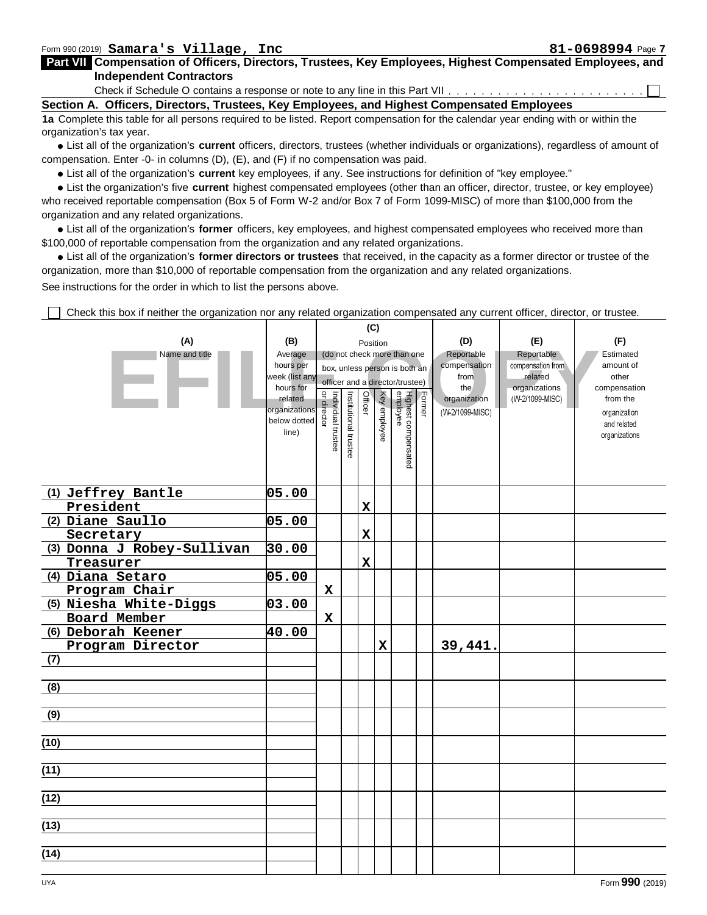Form 990 (2019) **Samara's Village, Inc** **81-0698994** Page **7**

## Part VII Compensation of Officers, Directors, Trustees, Key Employees, Highest Compensated Employees, and Independent Contractors

Check if Schedule O contains a response or note to any line in this Part VII . . . . . . . . . . . . . . . . . . . . . . . . ☐

### Section A. Officers, Directors, Trustees, Key Employees, and Highest Compensated Employees

**1a** Complete this table for all persons required to be listed. Report compensation for the calendar year ending with or within the organization's tax year.

- List all of the organization's **current** officers, directors, trustees (whether individuals or organizations), regardless of amount of compensation. Enter -0- in columns (D), (E), and (F) if no compensation was paid.
- List all of the organization's **current** key employees, if any. See instructions for definition of "key employee."
- List the organization's five **current** highest compensated employees (other than an officer, director, trustee, or key employee) who received reportable compensation (Box 5 of Form W-2 and/or Box 7 of Form 1099-MISC) of more than $100,000 from the organization and any related organizations.
- List all of the organization's **former** officers, key employees, and highest compensated employees who received more than $100,000 of reportable compensation from the organization and any related organizations.
- List all of the organization's **former directors or trustees** that received, in the capacity as a former director or trustee of the organization, more than $10,000 of reportable compensation from the organization and any related organizations.

See instructions for the order in which to list the persons above.

☐ Check this box if neither the organization nor any related organization compensated any current officer, director, or trustee.

| (A) Name and title | (B) Average hours per week (list any hours for related organizations below dotted line) | (C) Position: Individual trustee or director | Institutional trustee | Officer | Key employee | Highest compensated employee | Former | (D) Reportable compensation from the organization (W-2/1099-MISC) | (E) Reportable compensation from related organizations (W-2/1099-MISC) | (F) Estimated amount of other compensation from the organization and related organizations |
|---|---|---|---|---|---|---|---|---|---|---|
| (1) Jeffrey Bantle<br>President | 05.00 | | | X | | | | | | |
| (2) Diane Saullo<br>Secretary | 05.00 | | | X | | | | | | |
| (3) Donna J Robey-Sullivan<br>Treasurer | 30.00 | | | X | | | | | | |
| (4) Diana Setaro<br>Program Chair | 05.00 | X | | | | | | | | |
| (5) Niesha White-Diggs<br>Board Member | 03.00 | X | | | | | | | | |
| (6) Deborah Keener<br>Program Director | 40.00 | | | | X | | | 39,441. | | |
| (7) | | | | | | | | | | |
| (8) | | | | | | | | | | |
| (9) | | | | | | | | | | |
| (10) | | | | | | | | | | |
| (11) | | | | | | | | | | |
| (12) | | | | | | | | | | |
| (13) | | | | | | | | | | |
| (14) | | | | | | | | | | |

UYA Form **990** (2019)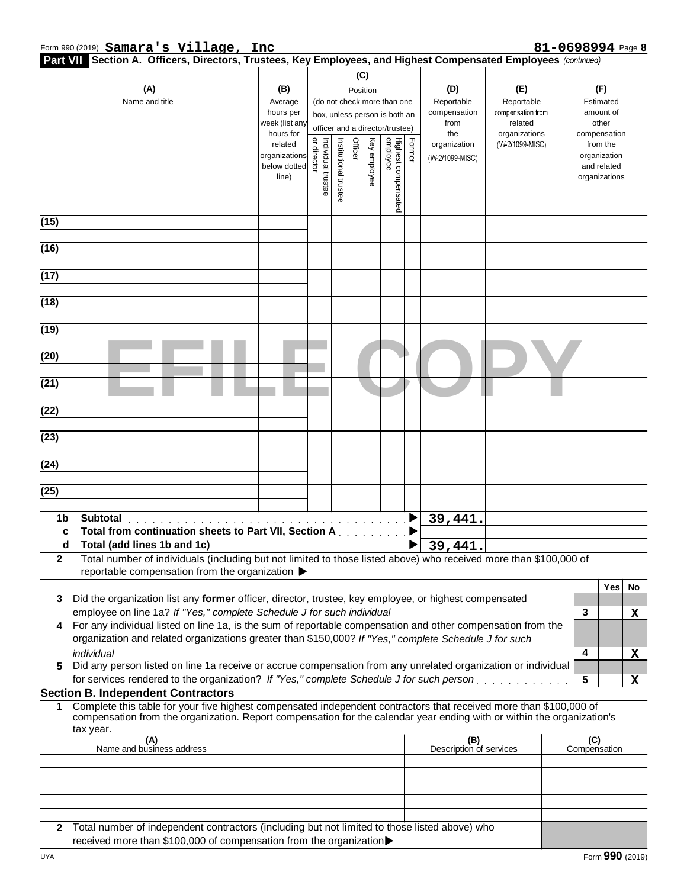Form 990 (2019) **Samara's Village, Inc** **81-0698994** Page **8**

**Part VII Section A. Officers, Directors, Trustees, Key Employees, and Highest Compensated Employees** *(continued)*

| (A) Name and title | (B) Average hours per week (list any hours for related organizations below dotted line) | (C) Position (do not check more than one box, unless person is both an officer and a director/trustee): Individual trustee or director | Institutional trustee | Officer | Key employee | Highest compensated employee | Former | (D) Reportable compensation from the organization (W-2/1099-MISC) | (E) Reportable compensation from related organizations (W-2/1099-MISC) | (F) Estimated amount of other compensation from the organization and related organizations |
|---|---|---|---|---|---|---|---|---|---|---|
| (15) | | | | | | | | | | |
| (16) | | | | | | | | | | |
| (17) | | | | | | | | | | |
| (18) | | | | | | | | | | |
| (19) | | | | | | | | | | |
| (20) | | | | | | | | | | |
| (21) | | | | | | | | | | |
| (22) | | | | | | | | | | |
| (23) | | | | | | | | | | |
| (24) | | | | | | | | | | |
| (25) | | | | | | | | | | |
| **1b Subtotal** | | | | | | | | 39,441. | | |
| **c Total from continuation sheets to Part VII, Section A** | | | | | | | | | | |
| **d Total (add lines 1b and 1c)** | | | | | | | | 39,441. | | |

**2** Total number of individuals (including but not limited to those listed above) who received more than $100,000 of reportable compensation from the organization ▶

| | | | Yes | No |
|---|---|---|---|---|
| **3** | Did the organization list any **former** officer, director, trustee, key employee, or highest compensated employee on line 1a? *If "Yes," complete Schedule J for such individual* | 3 | | X |
| **4** | For any individual listed on line 1a, is the sum of reportable compensation and other compensation from the organization and related organizations greater than $150,000? *If "Yes," complete Schedule J for such individual* | 4 | | X |
| **5** | Did any person listed on line 1a receive or accrue compensation from any unrelated organization or individual for services rendered to the organization? *If "Yes," complete Schedule J for such person* | 5 | | X |

**Section B. Independent Contractors**

**1** Complete this table for your five highest compensated independent contractors that received more than $100,000 of compensation from the organization. Report compensation for the calendar year ending with or within the organization's tax year.

| (A) Name and business address | (B) Description of services | (C) Compensation |
|---|---|---|
| | | |
| | | |
| | | |
| | | |
| | | |

**2** Total number of independent contractors (including but not limited to those listed above) who received more than $100,000 of compensation from the organization ▶

UYA Form **990** (2019)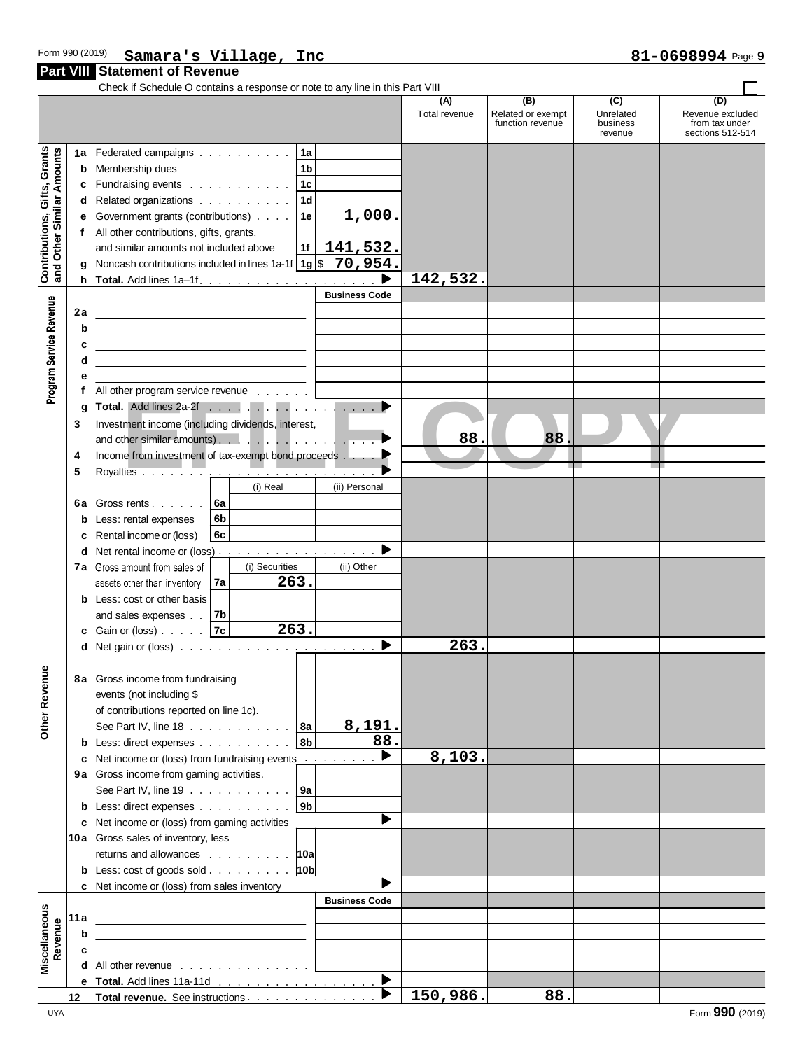Form 990 (2019) **Samara's Village, Inc** **81-0698994** Page **9**

## Part VIII Statement of Revenue

Check if Schedule O contains a response or note to any line in this Part VIII . . . . . . . . . . ☐

| | | | (A) Total revenue | (B) Related or exempt function revenue | (C) Unrelated business revenue | (D) Revenue excluded from tax under sections 512-514 |
|---|---|---|---|---|---|---|
| **Contributions, Gifts, Grants and Other Similar Amounts** | | | | | | |
| 1a | Federated campaigns . . . . . . 1a | | | | | |
| b | Membership dues . . . . . . 1b | | | | | |
| c | Fundraising events . . . . . . 1c | | | | | |
| d | Related organizations . . . . . . 1d | | | | | |
| e | Government grants (contributions) . . . . 1e | 1,000. | | | | |
| f | All other contributions, gifts, grants, and similar amounts not included above . . 1f | 141,532. | | | | |
| g | Noncash contributions included in lines 1a-1f 1g $ | 70,954. | | | | |
| h | **Total.** Add lines 1a–1f . . . . . . ▶ | | 142,532. | | | |
| **Program Service Revenue** | | Business Code | | | | |
| 2a | | | | | | |
| b | | | | | | |
| c | | | | | | |
| d | | | | | | |
| e | | | | | | |
| f | All other program service revenue . . . . | | | | | |
| g | **Total.** Add lines 2a-2f . . . . . . ▶ | | | | | |
| **Other Revenue** | | | | | | |
| 3 | Investment income (including dividends, interest, and other similar amounts) . . . . ▶ | | 88. | 88. | | |
| 4 | Income from investment of tax-exempt bond proceeds . . ▶ | | | | | |
| 5 | Royalties . . . . . . ▶ | | | | | |
| | | (i) Real / (ii) Personal | | | | |
| 6a | Gross rents . . . . 6a | | | | | |
| b | Less: rental expenses 6b | | | | | |
| c | Rental income or (loss) 6c | | | | | |
| d | Net rental income or (loss) . . . . ▶ | | | | | |
| | | (i) Securities / (ii) Other | | | | |
| 7a | Gross amount from sales of assets other than inventory 7a | 263. | | | | |
| b | Less: cost or other basis and sales expenses . . 7b | | | | | |
| c | Gain or (loss) . . . . 7c | 263. | | | | |
| d | Net gain or (loss) . . . . . . ▶ | | 263. | | | |
| 8a | Gross income from fundraising events (not including $ ____ of contributions reported on line 1c). See Part IV, line 18 . . . . 8a | 8,191. | | | | |
| b | Less: direct expenses . . . . 8b | 88. | | | | |
| c | Net income or (loss) from fundraising events . . . ▶ | | 8,103. | | | |
| 9a | Gross income from gaming activities. See Part IV, line 19 . . . . 9a | | | | | |
| b | Less: direct expenses . . . . 9b | | | | | |
| c | Net income or (loss) from gaming activities . . . ▶ | | | | | |
| 10a | Gross sales of inventory, less returns and allowances . . . . 10a | | | | | |
| b | Less: cost of goods sold . . . . 10b | | | | | |
| c | Net income or (loss) from sales inventory . . . ▶ | | | | | |
| **Miscellaneous Revenue** | | Business Code | | | | |
| 11a | | | | | | |
| b | | | | | | |
| c | | | | | | |
| d | All other revenue . . . . . . | | | | | |
| e | **Total.** Add lines 11a-11d . . . . . ▶ | | | | | |
| 12 | **Total revenue.** See instructions . . . . . ▶ | | 150,986. | 88. | | |

Form **990** (2019)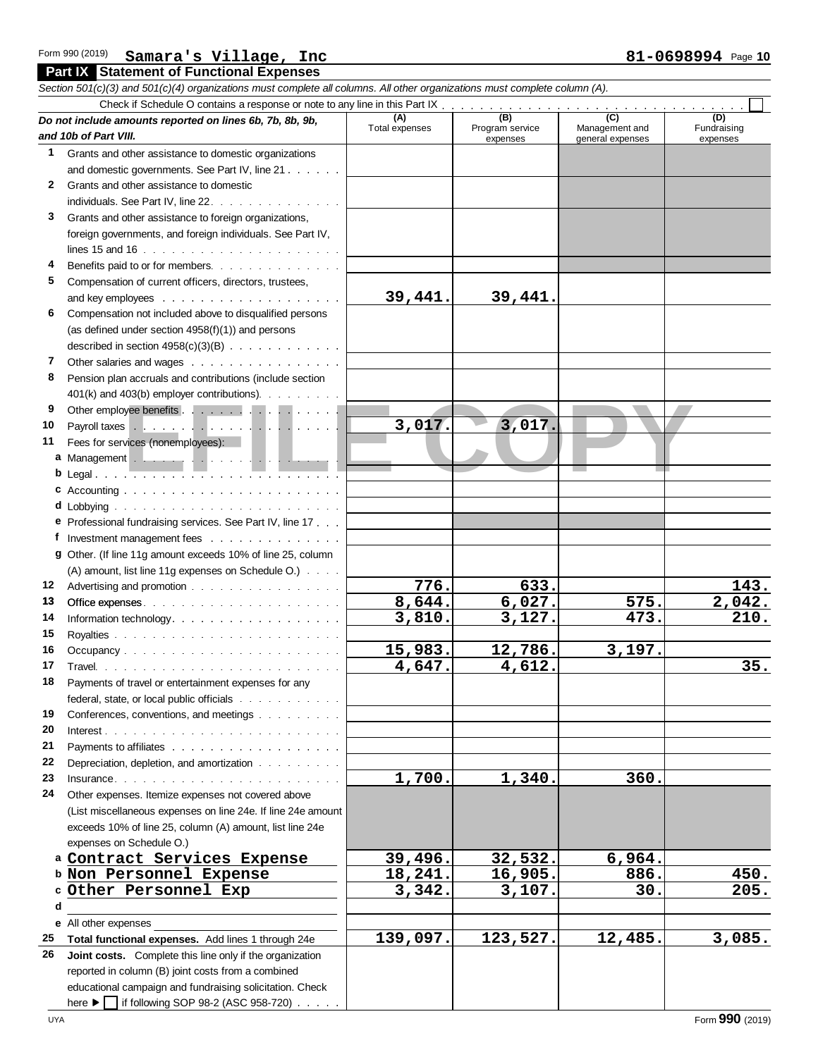Form 990 (2019) **Samara's Village, Inc** **81-0698994** Page **10**

## Part IX Statement of Functional Expenses

*Section 501(c)(3) and 501(c)(4) organizations must complete all columns. All other organizations must complete column (A).*

Check if Schedule O contains a response or note to any line in this Part IX . . . . . . . . . . . . . . . . . . . . . . . . . . . . . ☐

| *Do not include amounts reported on lines 6b, 7b, 8b, 9b, and 10b of Part VIII.* | (A) Total expenses | (B) Program service expenses | (C) Management and general expenses | (D) Fundraising expenses |
|---|---|---|---|---|
| **1** Grants and other assistance to domestic organizations and domestic governments. See Part IV, line 21 | | | | |
| **2** Grants and other assistance to domestic individuals. See Part IV, line 22 | | | | |
| **3** Grants and other assistance to foreign organizations, foreign governments, and foreign individuals. See Part IV, lines 15 and 16 | | | | |
| **4** Benefits paid to or for members | | | | |
| **5** Compensation of current officers, directors, trustees, and key employees | 39,441. | 39,441. | | |
| **6** Compensation not included above to disqualified persons (as defined under section 4958(f)(1)) and persons described in section 4958(c)(3)(B) | | | | |
| **7** Other salaries and wages | | | | |
| **8** Pension plan accruals and contributions (include section 401(k) and 403(b) employer contributions) | | | | |
| **9** Other employee benefits | | | | |
| **10** Payroll taxes | 3,017. | 3,017. | | |
| **11** Fees for services (nonemployees): | | | | |
| **a** Management | | | | |
| **b** Legal | | | | |
| **c** Accounting | | | | |
| **d** Lobbying | | | | |
| **e** Professional fundraising services. See Part IV, line 17 | | | | |
| **f** Investment management fees | | | | |
| **g** Other. (If line 11g amount exceeds 10% of line 25, column (A) amount, list line 11g expenses on Schedule O.) | | | | |
| **12** Advertising and promotion | 776. | 633. | | 143. |
| **13** Office expenses | 8,644. | 6,027. | 575. | 2,042. |
| **14** Information technology | 3,810. | 3,127. | 473. | 210. |
| **15** Royalties | | | | |
| **16** Occupancy | 15,983. | 12,786. | 3,197. | |
| **17** Travel | 4,647. | 4,612. | | 35. |
| **18** Payments of travel or entertainment expenses for any federal, state, or local public officials | | | | |
| **19** Conferences, conventions, and meetings | | | | |
| **20** Interest | | | | |
| **21** Payments to affiliates | | | | |
| **22** Depreciation, depletion, and amortization | | | | |
| **23** Insurance | 1,700. | 1,340. | 360. | |
| **24** Other expenses. Itemize expenses not covered above (List miscellaneous expenses on line 24e. If line 24e amount exceeds 10% of line 25, column (A) amount, list line 24e expenses on Schedule O.) | | | | |
| **a** Contract Services Expense | 39,496. | 32,532. | 6,964. | |
| **b** Non Personnel Expense | 18,241. | 16,905. | 886. | 450. |
| **c** Other Personnel Exp | 3,342. | 3,107. | 30. | 205. |
| **d** | | | | |
| **e** All other expenses | | | | |
| **25** **Total functional expenses.** Add lines 1 through 24e | 139,097. | 123,527. | 12,485. | 3,085. |
| **26** **Joint costs.** Complete this line only if the organization reported in column (B) joint costs from a combined educational campaign and fundraising solicitation. Check here ▶ ☐ if following SOP 98-2 (ASC 958-720) | | | | |

UYA Form **990** (2019)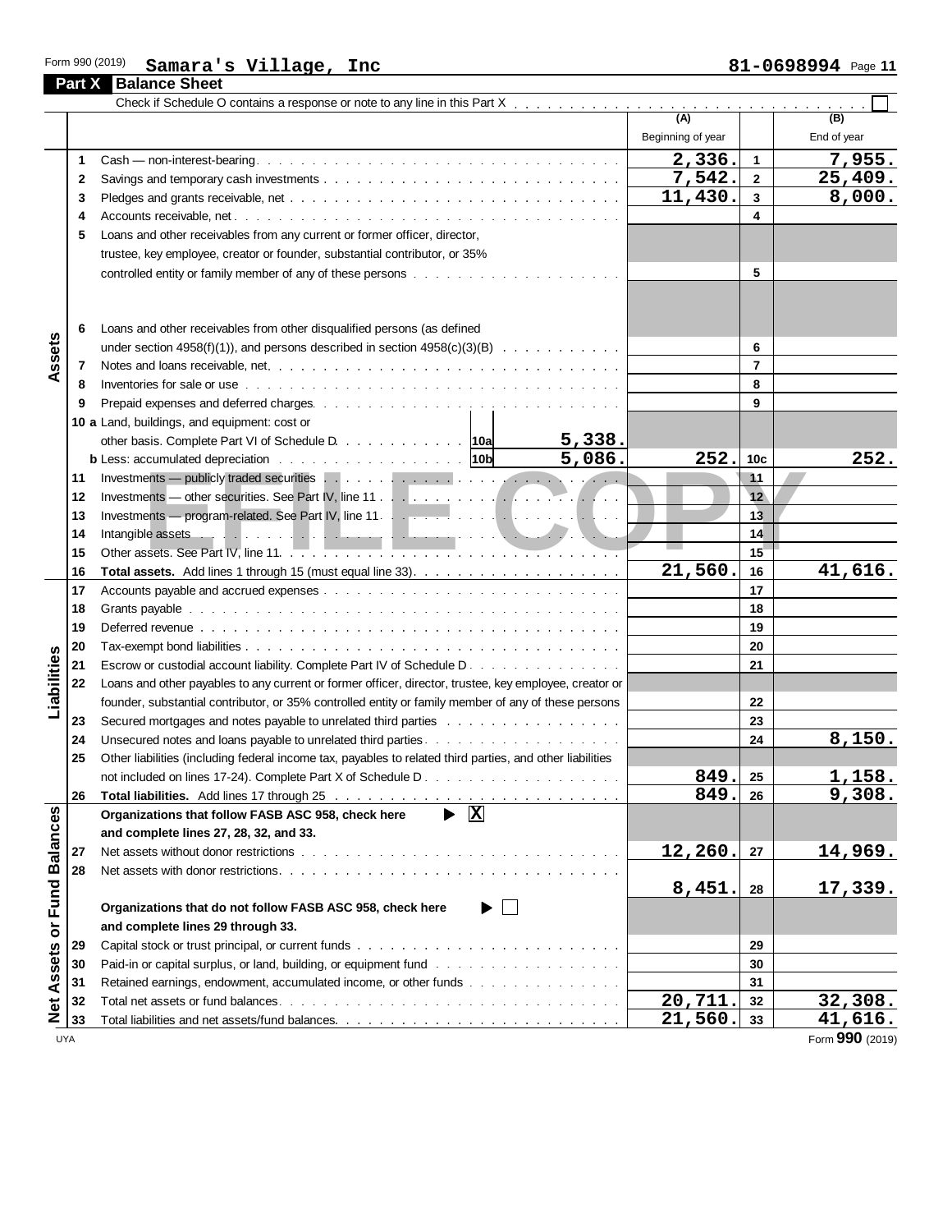Form 990 (2019) **Samara's Village, Inc** **81-0698994** Page **11**

## Part X Balance Sheet

Check if Schedule O contains a response or note to any line in this Part X . . . . . . . . . . . . . . . . . . . . . . . . ☐

| Section | Line | Description | (A) Beginning of year | | (B) End of year |
|---|---|---|---|---|---|
| Assets | 1 | Cash — non-interest-bearing | 2,336. | 1 | 7,955. |
| | 2 | Savings and temporary cash investments | 7,542. | 2 | 25,409. |
| | 3 | Pledges and grants receivable, net | 11,430. | 3 | 8,000. |
| | 4 | Accounts receivable, net | | 4 | |
| | 5 | Loans and other receivables from any current or former officer, director, trustee, key employee, creator or founder, substantial contributor, or 35% controlled entity or family member of any of these persons | | 5 | |
| | 6 | Loans and other receivables from other disqualified persons (as defined under section 4958(f)(1)), and persons described in section 4958(c)(3)(B) | | 6 | |
| | 7 | Notes and loans receivable, net | | 7 | |
| | 8 | Inventories for sale or use | | 8 | |
| | 9 | Prepaid expenses and deferred charges | | 9 | |
| | 10a | Land, buildings, and equipment: cost or other basis. Complete Part VI of Schedule D . . . 10a 5,338. | | | |
| | b | Less: accumulated depreciation . . . 10b 5,086. | 252. | 10c | 252. |
| | 11 | Investments — publicly traded securities | | 11 | |
| | 12 | Investments — other securities. See Part IV, line 11 | | 12 | |
| | 13 | Investments — program-related. See Part IV, line 11 | | 13 | |
| | 14 | Intangible assets | | 14 | |
| | 15 | Other assets. See Part IV, line 11 | | 15 | |
| | 16 | **Total assets.** Add lines 1 through 15 (must equal line 33) | 21,560. | 16 | 41,616. |
| Liabilities | 17 | Accounts payable and accrued expenses | | 17 | |
| | 18 | Grants payable | | 18 | |
| | 19 | Deferred revenue | | 19 | |
| | 20 | Tax-exempt bond liabilities | | 20 | |
| | 21 | Escrow or custodial account liability. Complete Part IV of Schedule D | | 21 | |
| | 22 | Loans and other payables to any current or former officer, director, trustee, key employee, creator or founder, substantial contributor, or 35% controlled entity or family member of any of these persons | | 22 | |
| | 23 | Secured mortgages and notes payable to unrelated third parties | | 23 | |
| | 24 | Unsecured notes and loans payable to unrelated third parties | | 24 | 8,150. |
| | 25 | Other liabilities (including federal income tax, payables to related third parties, and other liabilities not included on lines 17-24). Complete Part X of Schedule D | 849. | 25 | 1,158. |
| | 26 | **Total liabilities.** Add lines 17 through 25 | 849. | 26 | 9,308. |
| Net Assets or Fund Balances | | **Organizations that follow FASB ASC 958, check here** ▶ ☒ **and complete lines 27, 28, 32, and 33.** | | | |
| | 27 | Net assets without donor restrictions | 12,260. | 27 | 14,969. |
| | 28 | Net assets with donor restrictions | 8,451. | 28 | 17,339. |
| | | **Organizations that do not follow FASB ASC 958, check here** ▶ ☐ **and complete lines 29 through 33.** | | | |
| | 29 | Capital stock or trust principal, or current funds | | 29 | |
| | 30 | Paid-in or capital surplus, or land, building, or equipment fund | | 30 | |
| | 31 | Retained earnings, endowment, accumulated income, or other funds | | 31 | |
| | 32 | Total net assets or fund balances | 20,711. | 32 | 32,308. |
| | 33 | Total liabilities and net assets/fund balances | 21,560. | 33 | 41,616. |

UYA Form **990** (2019)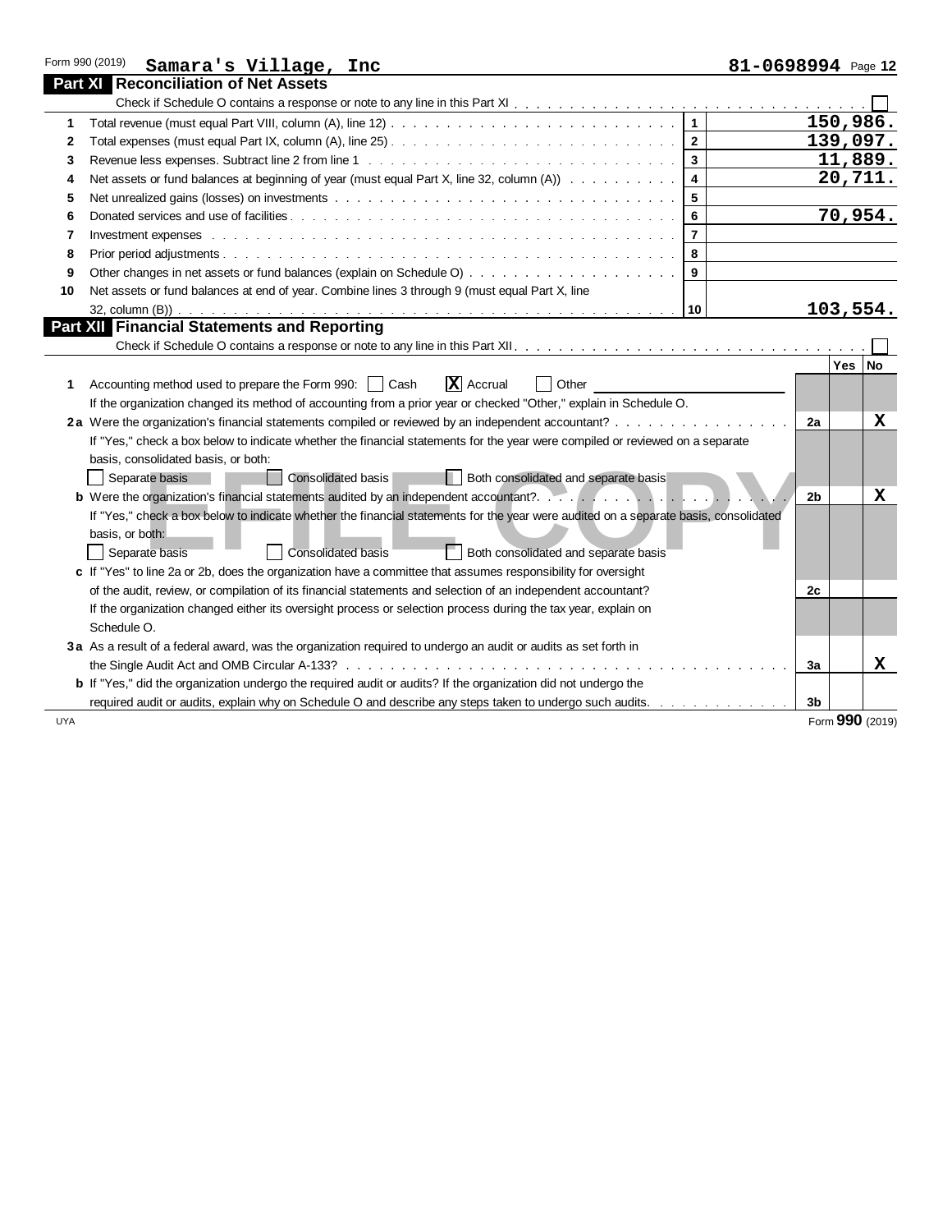Form 990 (2019) **Samara's Village, Inc** **81-0698994** Page **12**

## Part XI Reconciliation of Net Assets

Check if Schedule O contains a response or note to any line in this Part XI . . . . . . . . . . . . . . . . . . . . . . . . . . . . . . . . . . . . ☐

| | | | |
|---|---|---|---|
| 1 | Total revenue (must equal Part VIII, column (A), line 12) | 1 | 150,986. |
| 2 | Total expenses (must equal Part IX, column (A), line 25) | 2 | 139,097. |
| 3 | Revenue less expenses. Subtract line 2 from line 1 | 3 | 11,889. |
| 4 | Net assets or fund balances at beginning of year (must equal Part X, line 32, column (A)) | 4 | 20,711. |
| 5 | Net unrealized gains (losses) on investments | 5 | |
| 6 | Donated services and use of facilities | 6 | 70,954. |
| 7 | Investment expenses | 7 | |
| 8 | Prior period adjustments | 8 | |
| 9 | Other changes in net assets or fund balances (explain on Schedule O) | 9 | |
| 10 | Net assets or fund balances at end of year. Combine lines 3 through 9 (must equal Part X, line 32, column (B)) | 10 | 103,554. |

## Part XII Financial Statements and Reporting

Check if Schedule O contains a response or note to any line in this Part XII . . . . . . . . . . . . . . . . . . . . . . . . . . . . . . . . . . . . ☐

| | | | Yes | No |
|---|---|---|---|---|
| **1** | Accounting method used to prepare the Form 990: ☐ Cash ☒ Accrual ☐ Other ______ If the organization changed its method of accounting from a prior year or checked "Other," explain in Schedule O. | | | |
| **2a** | Were the organization's financial statements compiled or reviewed by an independent accountant? If "Yes," check a box below to indicate whether the financial statements for the year were compiled or reviewed on a separate basis, consolidated basis, or both: ☐ Separate basis ☐ Consolidated basis ☐ Both consolidated and separate basis | 2a | | X |
| **b** | Were the organization's financial statements audited by an independent accountant? If "Yes," check a box below to indicate whether the financial statements for the year were audited on a separate basis, consolidated basis, or both: ☐ Separate basis ☐ Consolidated basis ☐ Both consolidated and separate basis | 2b | | X |
| **c** | If "Yes" to line 2a or 2b, does the organization have a committee that assumes responsibility for oversight of the audit, review, or compilation of its financial statements and selection of an independent accountant? If the organization changed either its oversight process or selection process during the tax year, explain on Schedule O. | 2c | | |
| **3a** | As a result of a federal award, was the organization required to undergo an audit or audits as set forth in the Single Audit Act and OMB Circular A-133? | 3a | | X |
| **b** | If "Yes," did the organization undergo the required audit or audits? If the organization did not undergo the required audit or audits, explain why on Schedule O and describe any steps taken to undergo such audits. | 3b | | |

UYA Form **990** (2019)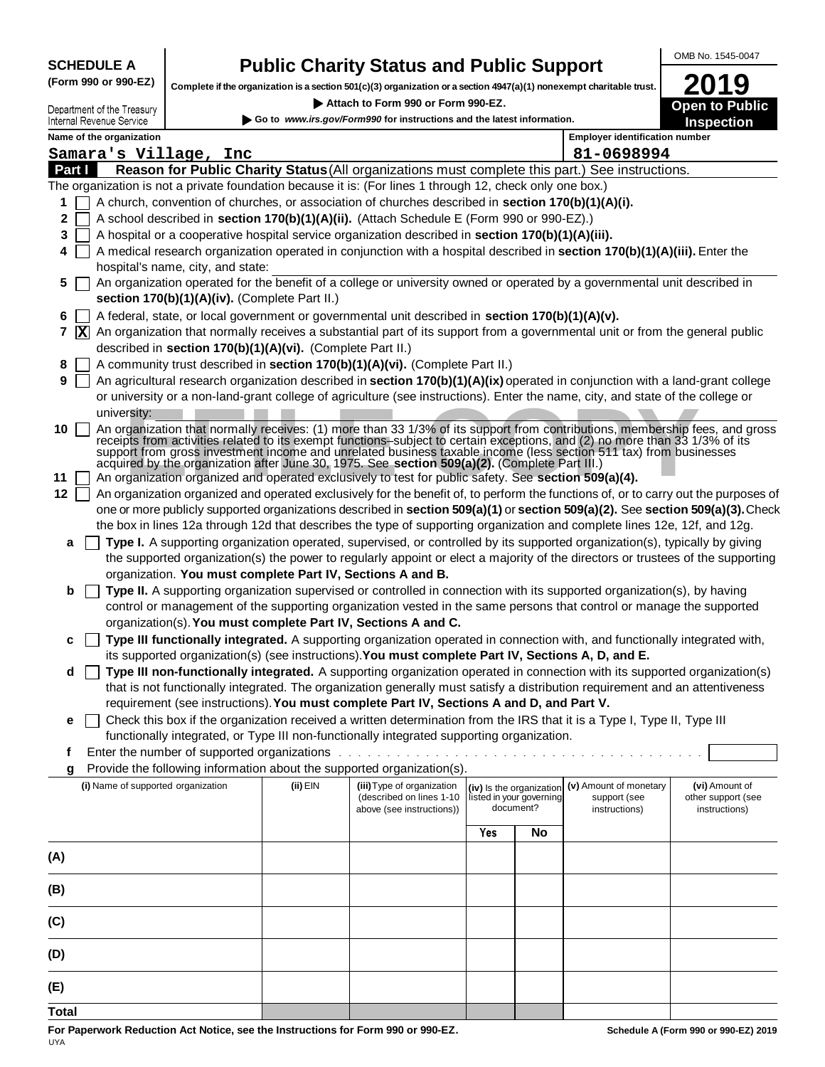**SCHEDULE A**
**(Form 990 or 990-EZ)**

Department of the Treasury
Internal Revenue Service

# Public Charity Status and Public Support

**Complete if the organization is a section 501(c)(3) organization or a section 4947(a)(1) nonexempt charitable trust.**

▶ Attach to Form 990 or Form 990-EZ.

▶ Go to *www.irs.gov/Form990* for instructions and the latest information.

OMB No. 1545-0047

**2019**

**Open to Public Inspection**

**Name of the organization:** Samara's Village, Inc

**Employer identification number:** 81-0698994

## Part I — Reason for Public Charity Status (All organizations must complete this part.) See instructions.

The organization is not a private foundation because it is: (For lines 1 through 12, check only one box.)

1 [ ] A church, convention of churches, or association of churches described in **section 170(b)(1)(A)(i).**

2 [ ] A school described in **section 170(b)(1)(A)(ii).** (Attach Schedule E (Form 990 or 990-EZ).)

3 [ ] A hospital or a cooperative hospital service organization described in **section 170(b)(1)(A)(iii).**

4 [ ] A medical research organization operated in conjunction with a hospital described in **section 170(b)(1)(A)(iii).** Enter the hospital's name, city, and state:

5 [ ] An organization operated for the benefit of a college or university owned or operated by a governmental unit described in **section 170(b)(1)(A)(iv).** (Complete Part II.)

6 [ ] A federal, state, or local government or governmental unit described in **section 170(b)(1)(A)(v).**

7 [X] An organization that normally receives a substantial part of its support from a governmental unit or from the general public described in **section 170(b)(1)(A)(vi).** (Complete Part II.)

8 [ ] A community trust described in **section 170(b)(1)(A)(vi).** (Complete Part II.)

9 [ ] An agricultural research organization described in **section 170(b)(1)(A)(ix)** operated in conjunction with a land-grant college or university or a non-land-grant college of agriculture (see instructions). Enter the name, city, and state of the college or university:

10 [ ] An organization that normally receives: (1) more than 33 1/3% of its support from contributions, membership fees, and gross receipts from activities related to its exempt functions–subject to certain exceptions, and (2) no more than 33 1/3% of its support from gross investment income and unrelated business taxable income (less section 511 tax) from businesses acquired by the organization after June 30, 1975. See **section 509(a)(2).** (Complete Part III.)

11 [ ] An organization organized and operated exclusively to test for public safety. See **section 509(a)(4).**

12 [ ] An organization organized and operated exclusively for the benefit of, to perform the functions of, or to carry out the purposes of one or more publicly supported organizations described in **section 509(a)(1)** or **section 509(a)(2).** See **section 509(a)(3).** Check the box in lines 12a through 12d that describes the type of supporting organization and complete lines 12e, 12f, and 12g.

a [ ] **Type I.** A supporting organization operated, supervised, or controlled by its supported organization(s), typically by giving the supported organization(s) the power to regularly appoint or elect a majority of the directors or trustees of the supporting organization. **You must complete Part IV, Sections A and B.**

b [ ] **Type II.** A supporting organization supervised or controlled in connection with its supported organization(s), by having control or management of the supporting organization vested in the same persons that control or manage the supported organization(s). **You must complete Part IV, Sections A and C.**

c [ ] **Type III functionally integrated.** A supporting organization operated in connection with, and functionally integrated with, its supported organization(s) (see instructions). **You must complete Part IV, Sections A, D, and E.**

d [ ] **Type III non-functionally integrated.** A supporting organization operated in connection with its supported organization(s) that is not functionally integrated. The organization generally must satisfy a distribution requirement and an attentiveness requirement (see instructions). **You must complete Part IV, Sections A and D, and Part V.**

e [ ] Check this box if the organization received a written determination from the IRS that it is a Type I, Type II, Type III functionally integrated, or Type III non-functionally integrated supporting organization.

f Enter the number of supported organizations . . . . . . . . . . . . . . . . . . . . . . . . . . . . . . . . . . . . . . .

g Provide the following information about the supported organization(s).

| (i) Name of supported organization | (ii) EIN | (iii) Type of organization (described on lines 1-10 above (see instructions)) | (iv) Is the organization listed in your governing document? Yes | No | (v) Amount of monetary support (see instructions) | (vi) Amount of other support (see instructions) |
|---|---|---|---|---|---|---|
| (A) | | | | | | |
| (B) | | | | | | |
| (C) | | | | | | |
| (D) | | | | | | |
| (E) | | | | | | |
| Total | | | | | | |

**For Paperwork Reduction Act Notice, see the Instructions for Form 990 or 990-EZ.** **Schedule A (Form 990 or 990-EZ) 2019**
UYA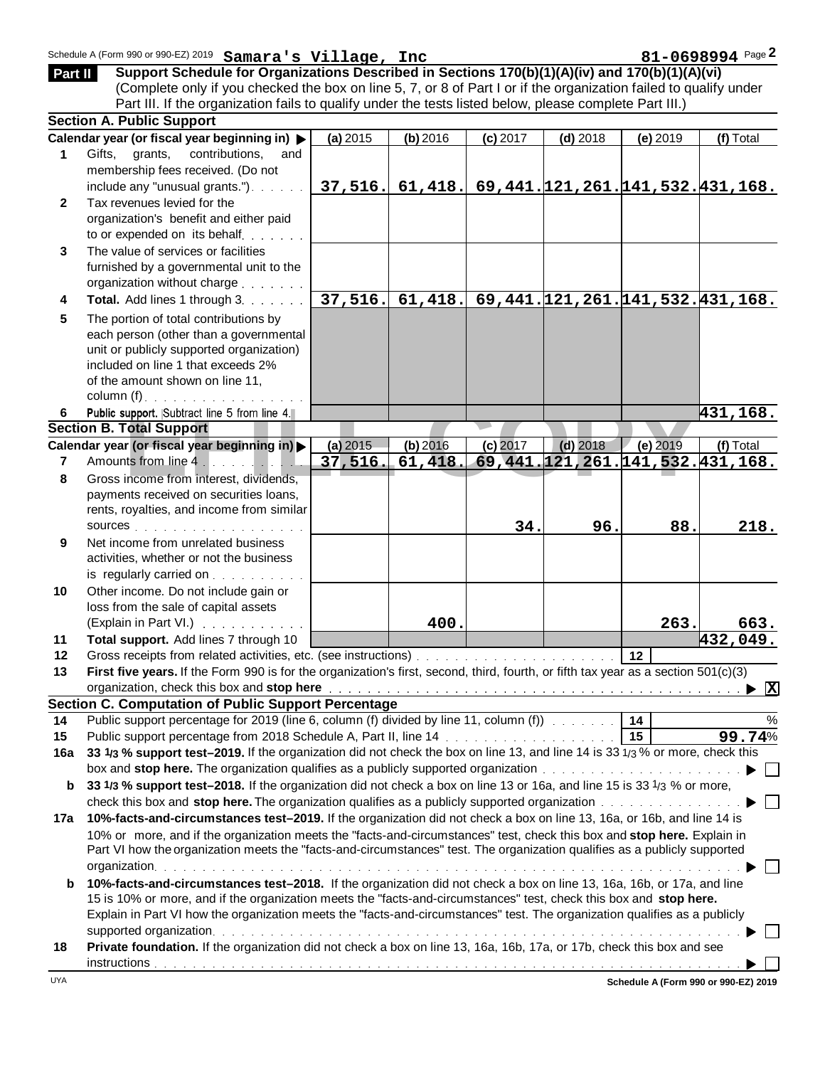Schedule A (Form 990 or 990-EZ) 2019 **Samara's Village, Inc** **81-0698994** Page **2**

**Part II** **Support Schedule for Organizations Described in Sections 170(b)(1)(A)(iv) and 170(b)(1)(A)(vi)**
(Complete only if you checked the box on line 5, 7, or 8 of Part I or if the organization failed to qualify under Part III. If the organization fails to qualify under the tests listed below, please complete Part III.)

### Section A. Public Support

| | Calendar year (or fiscal year beginning in) ▶ | (a) 2015 | (b) 2016 | (c) 2017 | (d) 2018 | (e) 2019 | (f) Total |
|---|---|---|---|---|---|---|---|
| 1 | Gifts, grants, contributions, and membership fees received. (Do not include any "unusual grants.") | 37,516. | 61,418. | 69,441. | 121,261. | 141,532. | 431,168. |
| 2 | Tax revenues levied for the organization's benefit and either paid to or expended on its behalf | | | | | | |
| 3 | The value of services or facilities furnished by a governmental unit to the organization without charge | | | | | | |
| 4 | **Total.** Add lines 1 through 3 | 37,516. | 61,418. | 69,441. | 121,261. | 141,532. | 431,168. |
| 5 | The portion of total contributions by each person (other than a governmental unit or publicly supported organization) included on line 1 that exceeds 2% of the amount shown on line 11, column (f) | | | | | | |
| 6 | **Public support.** Subtract line 5 from line 4. | | | | | | 431,168. |

### Section B. Total Support

| | Calendar year (or fiscal year beginning in) ▶ | (a) 2015 | (b) 2016 | (c) 2017 | (d) 2018 | (e) 2019 | (f) Total |
|---|---|---|---|---|---|---|---|
| 7 | Amounts from line 4 | 37,516. | 61,418. | 69,441. | 121,261. | 141,532. | 431,168. |
| 8 | Gross income from interest, dividends, payments received on securities loans, rents, royalties, and income from similar sources | | | 34. | 96. | 88. | 218. |
| 9 | Net income from unrelated business activities, whether or not the business is regularly carried on | | | | | | |
| 10 | Other income. Do not include gain or loss from the sale of capital assets (Explain in Part VI.) | | 400. | | | 263. | 663. |
| 11 | **Total support.** Add lines 7 through 10 | | | | | | 432,049. |
| 12 | Gross receipts from related activities, etc. (see instructions) | | | | | 12 | |

**13** **First five years.** If the Form 990 is for the organization's first, second, third, fourth, or fifth tax year as a section 501(c)(3) organization, check this box and **stop here** ▶ [X]

### Section C. Computation of Public Support Percentage

| | | | |
|---|---|---|---|
| 14 | Public support percentage for 2019 (line 6, column (f) divided by line 11, column (f)) | 14 | % |
| 15 | Public support percentage from 2018 Schedule A, Part II, line 14 | 15 | 99.74% |

**16a** **33 1/3 % support test–2019.** If the organization did not check the box on line 13, and line 14 is 33 1/3 % or more, check this box and **stop here.** The organization qualifies as a publicly supported organization ▶ [ ]

**b** **33 1/3 % support test–2018.** If the organization did not check a box on line 13 or 16a, and line 15 is 33 1/3 % or more, check this box and **stop here.** The organization qualifies as a publicly supported organization ▶ [ ]

**17a** **10%-facts-and-circumstances test–2019.** If the organization did not check a box on line 13, 16a, or 16b, and line 14 is 10% or more, and if the organization meets the "facts-and-circumstances" test, check this box and **stop here.** Explain in Part VI how the organization meets the "facts-and-circumstances" test. The organization qualifies as a publicly supported organization ▶ [ ]

**b** **10%-facts-and-circumstances test–2018.** If the organization did not check a box on line 13, 16a, 16b, or 17a, and line 15 is 10% or more, and if the organization meets the "facts-and-circumstances" test, check this box and **stop here.** Explain in Part VI how the organization meets the "facts-and-circumstances" test. The organization qualifies as a publicly supported organization ▶ [ ]

**18** **Private foundation.** If the organization did not check a box on line 13, 16a, 16b, 17a, or 17b, check this box and see instructions ▶ [ ]

UYA **Schedule A (Form 990 or 990-EZ) 2019**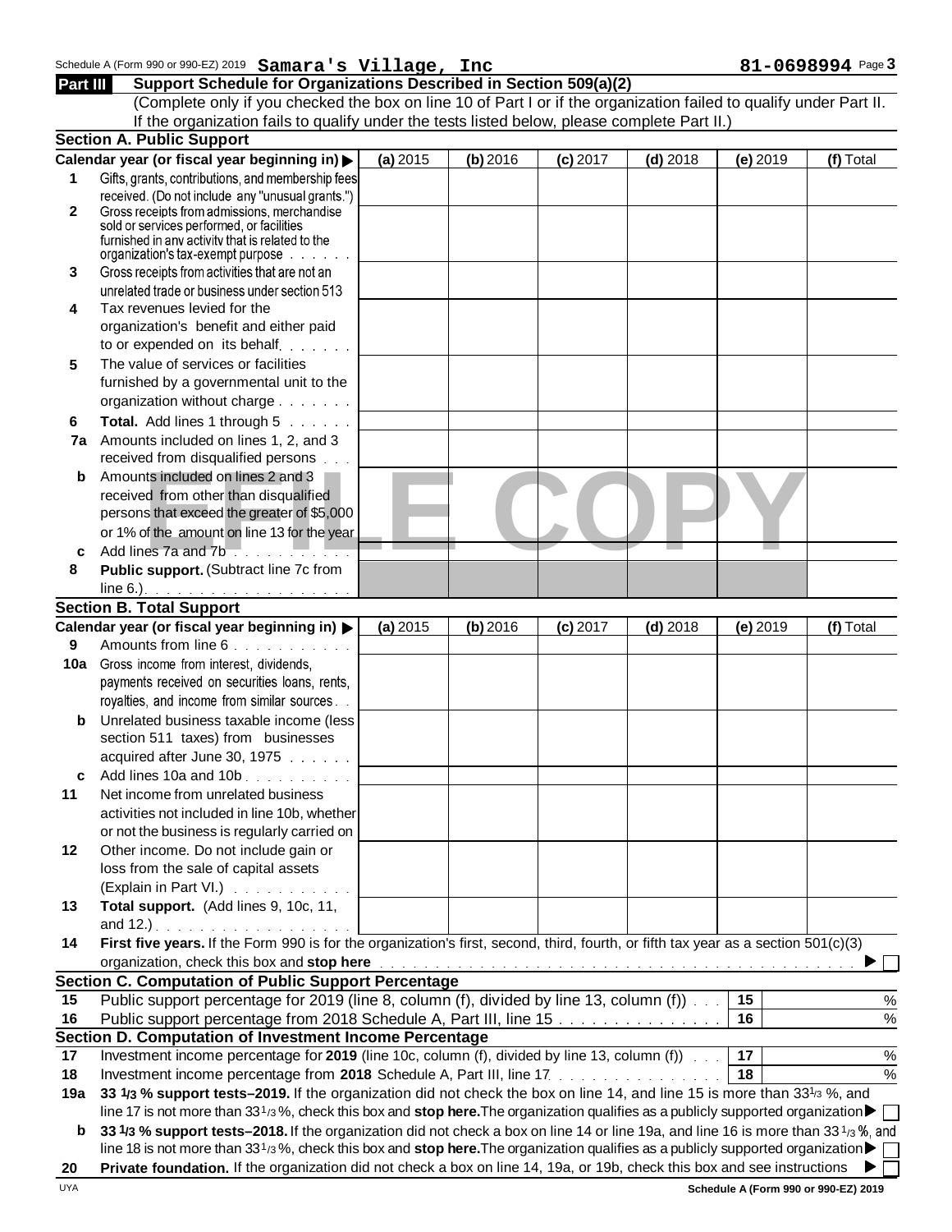Schedule A (Form 990 or 990-EZ) 2019 **Samara's Village, Inc** **81-0698994** Page **3**

## Part III Support Schedule for Organizations Described in Section 509(a)(2)

(Complete only if you checked the box on line 10 of Part I or if the organization failed to qualify under Part II. If the organization fails to qualify under the tests listed below, please complete Part II.)

### Section A. Public Support

| Calendar year (or fiscal year beginning in) ▶ | (a) 2015 | (b) 2016 | (c) 2017 | (d) 2018 | (e) 2019 | (f) Total |
|---|---|---|---|---|---|---|
| **1** Gifts, grants, contributions, and membership fees received. (Do not include any "unusual grants.") | | | | | | |
| **2** Gross receipts from admissions, merchandise sold or services performed, or facilities furnished in any activity that is related to the organization's tax-exempt purpose | | | | | | |
| **3** Gross receipts from activities that are not an unrelated trade or business under section 513 | | | | | | |
| **4** Tax revenues levied for the organization's benefit and either paid to or expended on its behalf | | | | | | |
| **5** The value of services or facilities furnished by a governmental unit to the organization without charge | | | | | | |
| **6** **Total.** Add lines 1 through 5 | | | | | | |
| **7a** Amounts included on lines 1, 2, and 3 received from disqualified persons | | | | | | |
| **b** Amounts included on lines 2 and 3 received from other than disqualified persons that exceed the greater of $5,000 or 1% of the amount on line 13 for the year | | | | | | |
| **c** Add lines 7a and 7b | | | | | | |
| **8** **Public support.** (Subtract line 7c from line 6.) | | | | | | |

### Section B. Total Support

| Calendar year (or fiscal year beginning in) ▶ | (a) 2015 | (b) 2016 | (c) 2017 | (d) 2018 | (e) 2019 | (f) Total |
|---|---|---|---|---|---|---|
| **9** Amounts from line 6 | | | | | | |
| **10a** Gross income from interest, dividends, payments received on securities loans, rents, royalties, and income from similar sources | | | | | | |
| **b** Unrelated business taxable income (less section 511 taxes) from businesses acquired after June 30, 1975 | | | | | | |
| **c** Add lines 10a and 10b | | | | | | |
| **11** Net income from unrelated business activities not included in line 10b, whether or not the business is regularly carried on | | | | | | |
| **12** Other income. Do not include gain or loss from the sale of capital assets (Explain in Part VI.) | | | | | | |
| **13** **Total support.** (Add lines 9, 10c, 11, and 12.) | | | | | | |

**14** **First five years.** If the Form 990 is for the organization's first, second, third, fourth, or fifth tax year as a section 501(c)(3) organization, check this box and **stop here** ▶ ☐

### Section C. Computation of Public Support Percentage

| | | | |
|---|---|---|---|
| **15** | Public support percentage for 2019 (line 8, column (f), divided by line 13, column (f)) | **15** | % |
| **16** | Public support percentage from 2018 Schedule A, Part III, line 15 | **16** | % |

### Section D. Computation of Investment Income Percentage

| | | | |
|---|---|---|---|
| **17** | Investment income percentage for **2019** (line 10c, column (f), divided by line 13, column (f)) | **17** | % |
| **18** | Investment income percentage from **2018** Schedule A, Part III, line 17 | **18** | % |

**19a** **33 1/3 % support tests–2019.** If the organization did not check the box on line 14, and line 15 is more than 33 1/3 %, and line 17 is not more than 33 1/3 %, check this box and **stop here.** The organization qualifies as a publicly supported organization ▶ ☐

**b** **33 1/3 % support tests–2018.** If the organization did not check a box on line 14 or line 19a, and line 16 is more than 33 1/3 %, and line 18 is not more than 33 1/3 %, check this box and **stop here.** The organization qualifies as a publicly supported organization ▶ ☐

**20** **Private foundation.** If the organization did not check a box on line 14, 19a, or 19b, check this box and see instructions ▶ ☐

UYA **Schedule A (Form 990 or 990-EZ) 2019**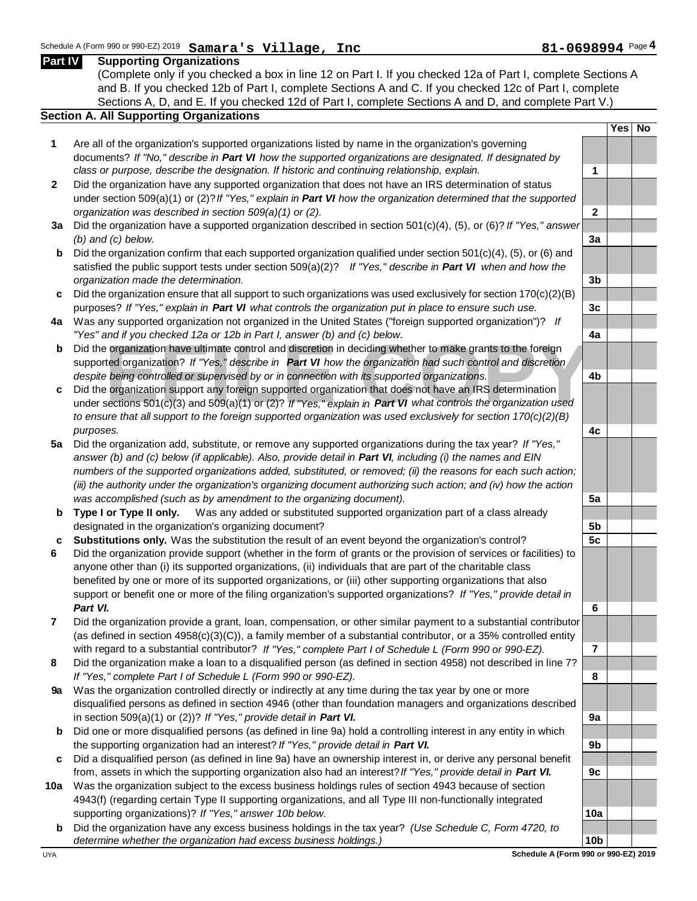Schedule A (Form 990 or 990-EZ) 2019 **Samara's Village, Inc** **81-0698994** Page **4**

## Part IV Supporting Organizations

(Complete only if you checked a box in line 12 on Part I. If you checked 12a of Part I, complete Sections A and B. If you checked 12b of Part I, complete Sections A and C. If you checked 12c of Part I, complete Sections A, D, and E. If you checked 12d of Part I, complete Sections A and D, and complete Part V.)

### Section A. All Supporting Organizations

| | | | Yes | No |
|---|---|---|---|---|
| **1** | Are all of the organization's supported organizations listed by name in the organization's governing documents? *If "No," describe in **Part VI** how the supported organizations are designated. If designated by class or purpose, describe the designation. If historic and continuing relationship, explain.* | 1 | | |
| **2** | Did the organization have any supported organization that does not have an IRS determination of status under section 509(a)(1) or (2)? *If "Yes," explain in **Part VI** how the organization determined that the supported organization was described in section 509(a)(1) or (2).* | 2 | | |
| **3a** | Did the organization have a supported organization described in section 501(c)(4), (5), or (6)? *If "Yes," answer (b) and (c) below.* | 3a | | |
| **b** | Did the organization confirm that each supported organization qualified under section 501(c)(4), (5), or (6) and satisfied the public support tests under section 509(a)(2)? *If "Yes," describe in **Part VI** when and how the organization made the determination.* | 3b | | |
| **c** | Did the organization ensure that all support to such organizations was used exclusively for section 170(c)(2)(B) purposes? *If "Yes," explain in **Part VI** what controls the organization put in place to ensure such use.* | 3c | | |
| **4a** | Was any supported organization not organized in the United States ("foreign supported organization")? *If "Yes" and if you checked 12a or 12b in Part I, answer (b) and (c) below.* | 4a | | |
| **b** | Did the organization have ultimate control and discretion in deciding whether to make grants to the foreign supported organization? *If "Yes," describe in **Part VI** how the organization had such control and discretion despite being controlled or supervised by or in connection with its supported organizations.* | 4b | | |
| **c** | Did the organization support any foreign supported organization that does not have an IRS determination under sections 501(c)(3) and 509(a)(1) or (2)? *If "Yes," explain in **Part VI** what controls the organization used to ensure that all support to the foreign supported organization was used exclusively for section 170(c)(2)(B) purposes.* | 4c | | |
| **5a** | Did the organization add, substitute, or remove any supported organizations during the tax year? *If "Yes," answer (b) and (c) below (if applicable). Also, provide detail in **Part VI**, including (i) the names and EIN numbers of the supported organizations added, substituted, or removed; (ii) the reasons for each such action; (iii) the authority under the organization's organizing document authorizing such action; and (iv) how the action was accomplished (such as by amendment to the organizing document).* | 5a | | |
| **b** | **Type I or Type II only.** Was any added or substituted supported organization part of a class already designated in the organization's organizing document? | 5b | | |
| **c** | **Substitutions only.** Was the substitution the result of an event beyond the organization's control? | 5c | | |
| **6** | Did the organization provide support (whether in the form of grants or the provision of services or facilities) to anyone other than (i) its supported organizations, (ii) individuals that are part of the charitable class benefited by one or more of its supported organizations, or (iii) other supporting organizations that also support or benefit one or more of the filing organization's supported organizations? *If "Yes," provide detail in **Part VI.*** | 6 | | |
| **7** | Did the organization provide a grant, loan, compensation, or other similar payment to a substantial contributor (as defined in section 4958(c)(3)(C)), a family member of a substantial contributor, or a 35% controlled entity with regard to a substantial contributor? *If "Yes," complete Part I of Schedule L (Form 990 or 990-EZ).* | 7 | | |
| **8** | Did the organization make a loan to a disqualified person (as defined in section 4958) not described in line 7? *If "Yes," complete Part I of Schedule L (Form 990 or 990-EZ).* | 8 | | |
| **9a** | Was the organization controlled directly or indirectly at any time during the tax year by one or more disqualified persons as defined in section 4946 (other than foundation managers and organizations described in section 509(a)(1) or (2))? *If "Yes," provide detail in **Part VI.*** | 9a | | |
| **b** | Did one or more disqualified persons (as defined in line 9a) hold a controlling interest in any entity in which the supporting organization had an interest? *If "Yes," provide detail in **Part VI.*** | 9b | | |
| **c** | Did a disqualified person (as defined in line 9a) have an ownership interest in, or derive any personal benefit from, assets in which the supporting organization also had an interest? *If "Yes," provide detail in **Part VI.*** | 9c | | |
| **10a** | Was the organization subject to the excess business holdings rules of section 4943 because of section 4943(f) (regarding certain Type II supporting organizations, and all Type III non-functionally integrated supporting organizations)? *If "Yes," answer 10b below.* | 10a | | |
| **b** | Did the organization have any excess business holdings in the tax year? *(Use Schedule C, Form 4720, to determine whether the organization had excess business holdings.)* | 10b | | |

UYA **Schedule A (Form 990 or 990-EZ) 2019**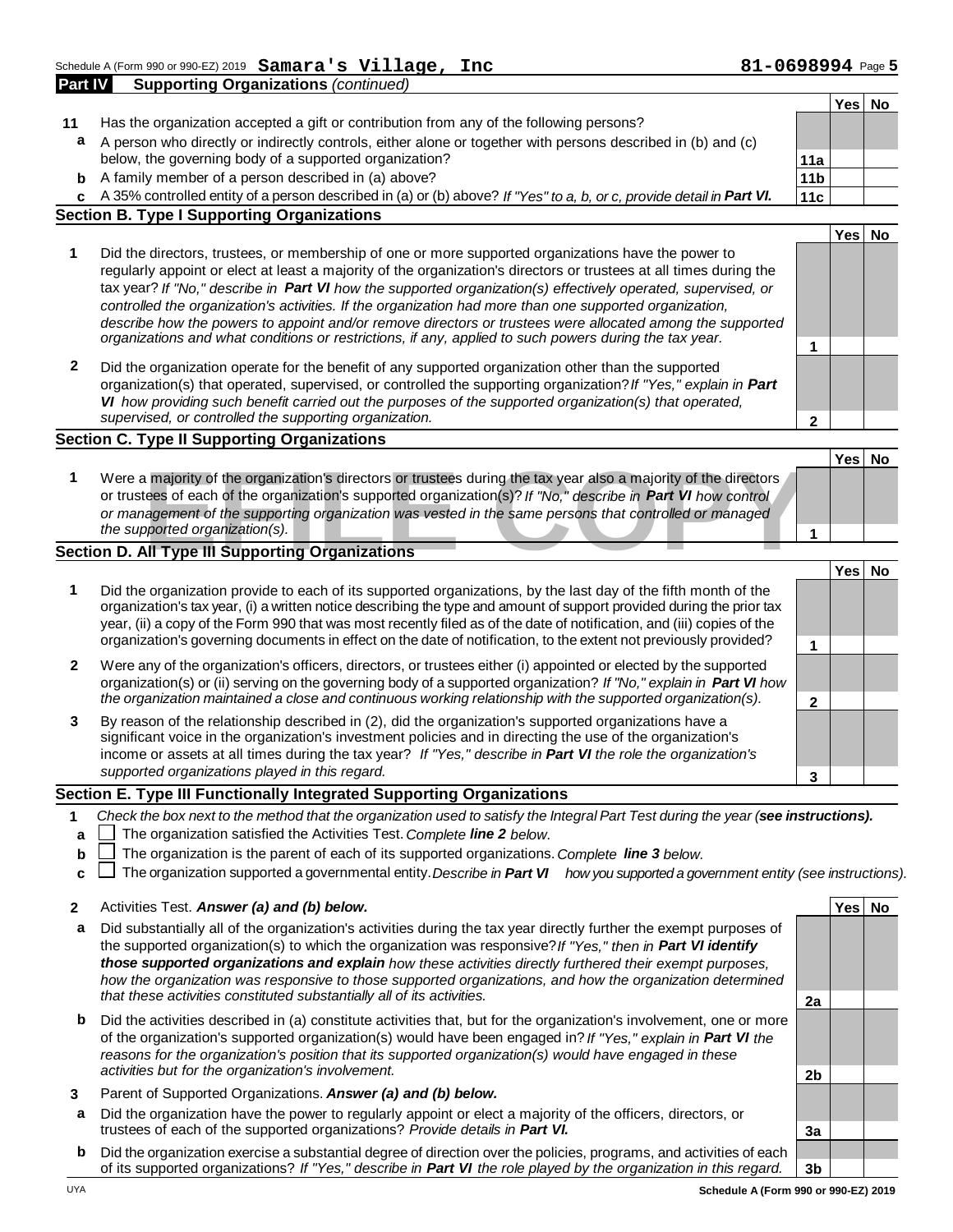Schedule A (Form 990 or 990-EZ) 2019 **Samara's Village, Inc** **81-0698994** Page **5**

**Part IV** **Supporting Organizations** *(continued)*

| | | | Yes | No |
|---|---|---|---|---|
| **11** | Has the organization accepted a gift or contribution from any of the following persons? | | | |
| **a** | A person who directly or indirectly controls, either alone or together with persons described in (b) and (c) below, the governing body of a supported organization? | **11a** | | |
| **b** | A family member of a person described in (a) above? | **11b** | | |
| **c** | A 35% controlled entity of a person described in (a) or (b) above? *If "Yes" to a, b, or c, provide detail in* ***Part VI.*** | **11c** | | |

**Section B. Type I Supporting Organizations**

| | | | Yes | No |
|---|---|---|---|---|
| **1** | Did the directors, trustees, or membership of one or more supported organizations have the power to regularly appoint or elect at least a majority of the organization's directors or trustees at all times during the tax year? *If "No," describe in* ***Part VI*** *how the supported organization(s) effectively operated, supervised, or controlled the organization's activities. If the organization had more than one supported organization, describe how the powers to appoint and/or remove directors or trustees were allocated among the supported organizations and what conditions or restrictions, if any, applied to such powers during the tax year.* | **1** | | |
| **2** | Did the organization operate for the benefit of any supported organization other than the supported organization(s) that operated, supervised, or controlled the supporting organization? *If "Yes," explain in* ***Part VI*** *how providing such benefit carried out the purposes of the supported organization(s) that operated, supervised, or controlled the supporting organization.* | **2** | | |

**Section C. Type II Supporting Organizations**

| | | | Yes | No |
|---|---|---|---|---|
| **1** | Were a majority of the organization's directors or trustees during the tax year also a majority of the directors or trustees of each of the organization's supported organization(s)? *If "No," describe in* ***Part VI*** *how control or management of the supporting organization was vested in the same persons that controlled or managed the supported organization(s).* | **1** | | |

**Section D. All Type III Supporting Organizations**

| | | | Yes | No |
|---|---|---|---|---|
| **1** | Did the organization provide to each of its supported organizations, by the last day of the fifth month of the organization's tax year, (i) a written notice describing the type and amount of support provided during the prior tax year, (ii) a copy of the Form 990 that was most recently filed as of the date of notification, and (iii) copies of the organization's governing documents in effect on the date of notification, to the extent not previously provided? | **1** | | |
| **2** | Were any of the organization's officers, directors, or trustees either (i) appointed or elected by the supported organization(s) or (ii) serving on the governing body of a supported organization? *If "No," explain in* ***Part VI*** *how the organization maintained a close and continuous working relationship with the supported organization(s).* | **2** | | |
| **3** | By reason of the relationship described in (2), did the organization's supported organizations have a significant voice in the organization's investment policies and in directing the use of the organization's income or assets at all times during the tax year? *If "Yes," describe in* ***Part VI*** *the role the organization's supported organizations played in this regard.* | **3** | | |

**Section E. Type III Functionally Integrated Supporting Organizations**

**1** *Check the box next to the method that the organization used to satisfy the Integral Part Test during the year (****see instructions).***

- **a** ☐ The organization satisfied the Activities Test. *Complete* ***line 2*** *below.*
- **b** ☐ The organization is the parent of each of its supported organizations. *Complete* ***line 3*** *below.*
- **c** ☐ The organization supported a governmental entity. *Describe in* ***Part VI*** *how you supported a government entity (see instructions).*

| | | | Yes | No |
|---|---|---|---|---|
| **2** | Activities Test. ***Answer (a) and (b) below.*** | | | |
| **a** | Did substantially all of the organization's activities during the tax year directly further the exempt purposes of the supported organization(s) to which the organization was responsive? *If "Yes," then in* ***Part VI identify those supported organizations and explain*** *how these activities directly furthered their exempt purposes, how the organization was responsive to those supported organizations, and how the organization determined that these activities constituted substantially all of its activities.* | **2a** | | |
| **b** | Did the activities described in (a) constitute activities that, but for the organization's involvement, one or more of the organization's supported organization(s) would have been engaged in? *If "Yes," explain in* ***Part VI*** *the reasons for the organization's position that its supported organization(s) would have engaged in these activities but for the organization's involvement.* | **2b** | | |
| **3** | Parent of Supported Organizations. ***Answer (a) and (b) below.*** | | | |
| **a** | Did the organization have the power to regularly appoint or elect a majority of the officers, directors, or trustees of each of the supported organizations? *Provide details in* ***Part VI.*** | **3a** | | |
| **b** | Did the organization exercise a substantial degree of direction over the policies, programs, and activities of each of its supported organizations? *If "Yes," describe in* ***Part VI*** *the role played by the organization in this regard.* | **3b** | | |

UYA **Schedule A (Form 990 or 990-EZ) 2019**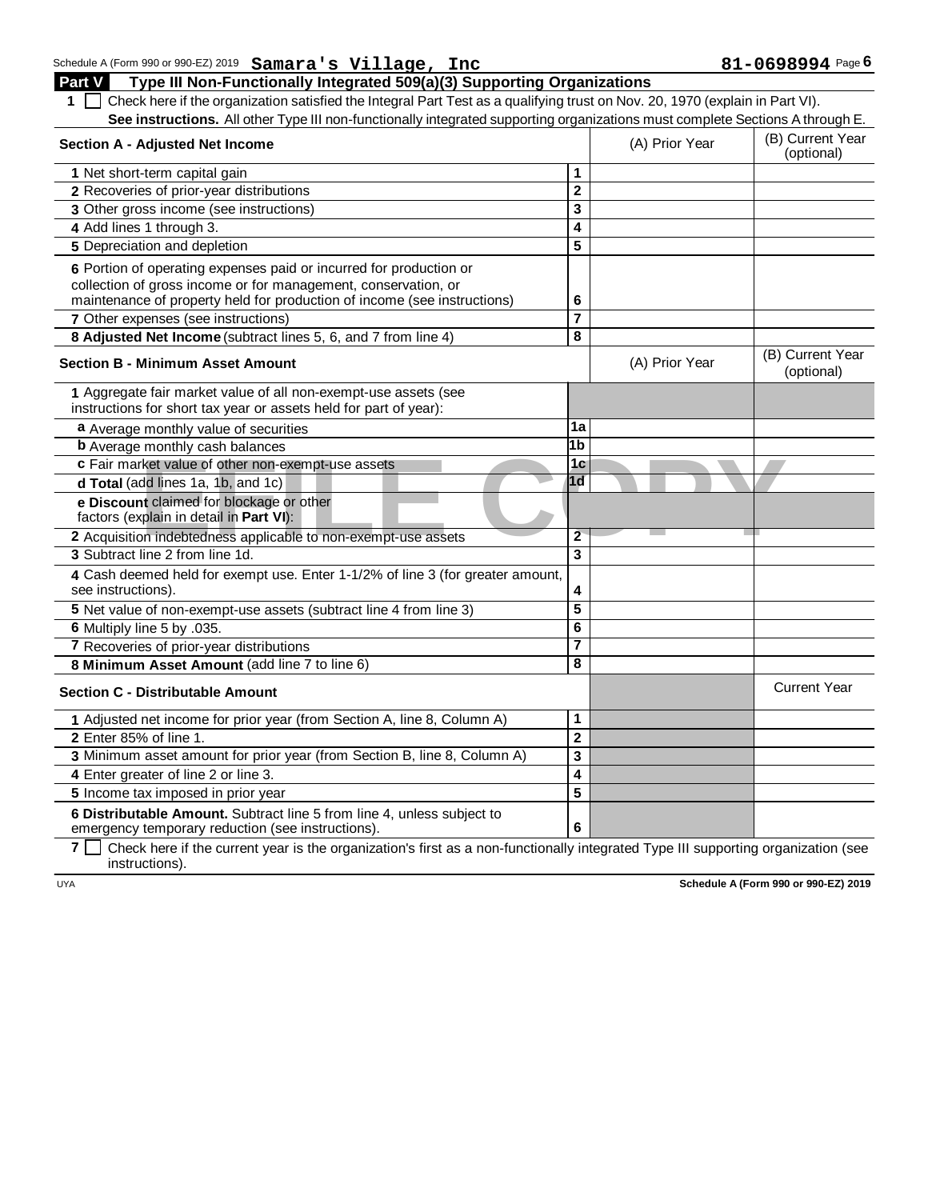Schedule A (Form 990 or 990-EZ) 2019 **Samara's Village, Inc** **81-0698994** Page **6**

## Part V Type III Non-Functionally Integrated 509(a)(3) Supporting Organizations

1 ☐ Check here if the organization satisfied the Integral Part Test as a qualifying trust on Nov. 20, 1970 (explain in Part VI). **See instructions.** All other Type III non-functionally integrated supporting organizations must complete Sections A through E.

| Section A - Adjusted Net Income | | (A) Prior Year | (B) Current Year (optional) |
|---|---|---|---|
| 1 Net short-term capital gain | 1 | | |
| 2 Recoveries of prior-year distributions | 2 | | |
| 3 Other gross income (see instructions) | 3 | | |
| 4 Add lines 1 through 3. | 4 | | |
| 5 Depreciation and depletion | 5 | | |
| 6 Portion of operating expenses paid or incurred for production or collection of gross income or for management, conservation, or maintenance of property held for production of income (see instructions) | 6 | | |
| 7 Other expenses (see instructions) | 7 | | |
| **8 Adjusted Net Income** (subtract lines 5, 6, and 7 from line 4) | 8 | | |

| Section B - Minimum Asset Amount | | (A) Prior Year | (B) Current Year (optional) |
|---|---|---|---|
| 1 Aggregate fair market value of all non-exempt-use assets (see instructions for short tax year or assets held for part of year): | | | |
| a Average monthly value of securities | 1a | | |
| b Average monthly cash balances | 1b | | |
| c Fair market value of other non-exempt-use assets | 1c | | |
| **d Total** (add lines 1a, 1b, and 1c) | 1d | | |
| **e Discount** claimed for blockage or other factors (explain in detail in **Part VI**): | | | |
| 2 Acquisition indebtedness applicable to non-exempt-use assets | 2 | | |
| 3 Subtract line 2 from line 1d. | 3 | | |
| 4 Cash deemed held for exempt use. Enter 1-1/2% of line 3 (for greater amount, see instructions). | 4 | | |
| 5 Net value of non-exempt-use assets (subtract line 4 from line 3) | 5 | | |
| 6 Multiply line 5 by .035. | 6 | | |
| 7 Recoveries of prior-year distributions | 7 | | |
| **8 Minimum Asset Amount** (add line 7 to line 6) | 8 | | |

| Section C - Distributable Amount | | | Current Year |
|---|---|---|---|
| 1 Adjusted net income for prior year (from Section A, line 8, Column A) | 1 | | |
| 2 Enter 85% of line 1. | 2 | | |
| 3 Minimum asset amount for prior year (from Section B, line 8, Column A) | 3 | | |
| 4 Enter greater of line 2 or line 3. | 4 | | |
| 5 Income tax imposed in prior year | 5 | | |
| **6 Distributable Amount.** Subtract line 5 from line 4, unless subject to emergency temporary reduction (see instructions). | 6 | | |

7 ☐ Check here if the current year is the organization's first as a non-functionally integrated Type III supporting organization (see instructions).

UYA **Schedule A (Form 990 or 990-EZ) 2019**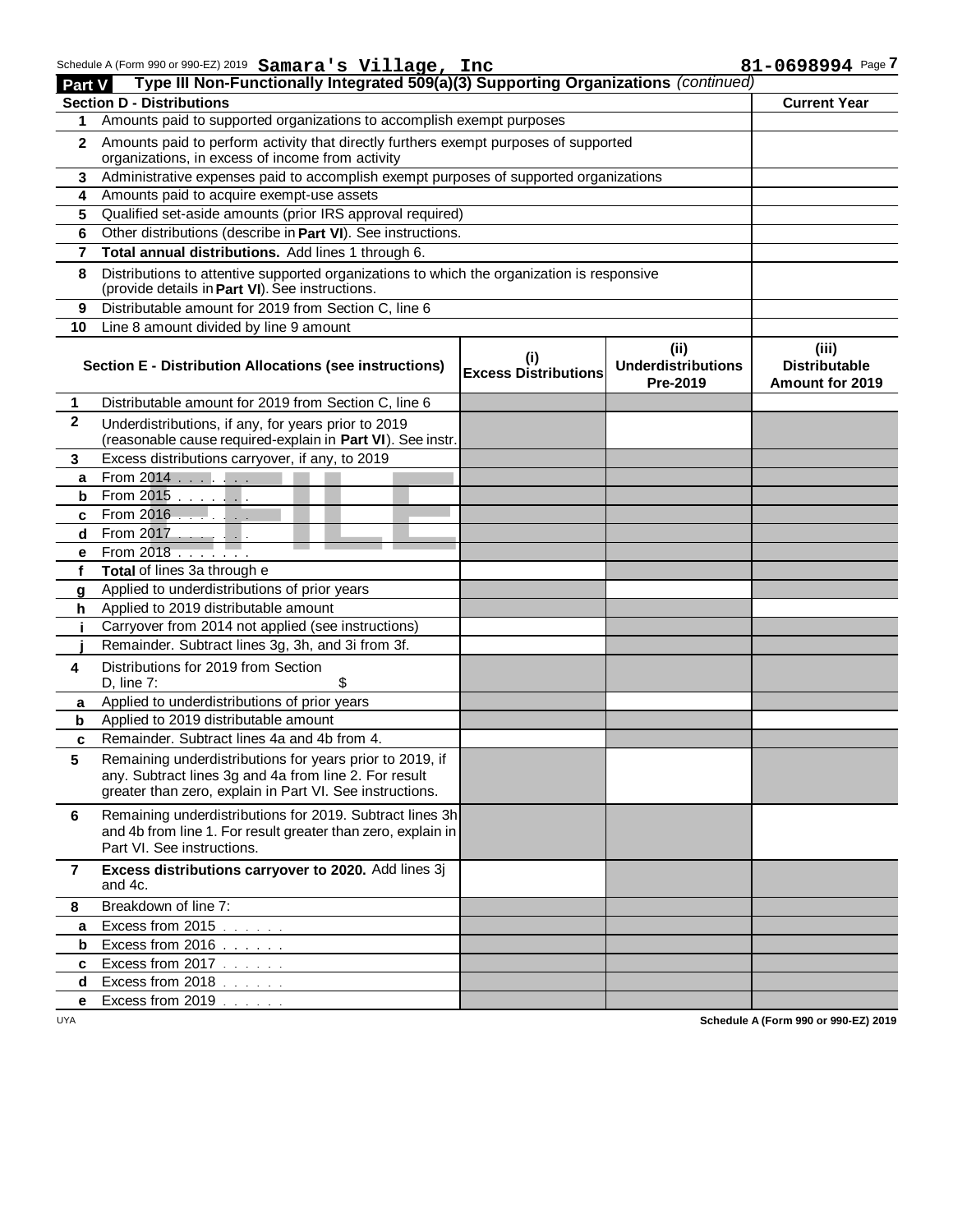Schedule A (Form 990 or 990-EZ) 2019 **Samara's Village, Inc** **81-0698994** Page **7**

## Part V Type III Non-Functionally Integrated 509(a)(3) Supporting Organizations *(continued)*

| Section D - Distributions | | Current Year |
|---|---|---|
| 1 | Amounts paid to supported organizations to accomplish exempt purposes | |
| 2 | Amounts paid to perform activity that directly furthers exempt purposes of supported organizations, in excess of income from activity | |
| 3 | Administrative expenses paid to accomplish exempt purposes of supported organizations | |
| 4 | Amounts paid to acquire exempt-use assets | |
| 5 | Qualified set-aside amounts (prior IRS approval required) | |
| 6 | Other distributions (describe in **Part VI**). See instructions. | |
| 7 | **Total annual distributions.** Add lines 1 through 6. | |
| 8 | Distributions to attentive supported organizations to which the organization is responsive (provide details in **Part VI**). See instructions. | |
| 9 | Distributable amount for 2019 from Section C, line 6 | |
| 10 | Line 8 amount divided by line 9 amount | |

| | Section E - Distribution Allocations (see instructions) | (i) Excess Distributions | (ii) Underdistributions Pre-2019 | (iii) Distributable Amount for 2019 |
|---|---|---|---|---|
| 1 | Distributable amount for 2019 from Section C, line 6 | | | |
| 2 | Underdistributions, if any, for years prior to 2019 (reasonable cause required-explain in **Part VI**). See instr. | | | |
| 3 | Excess distributions carryover, if any, to 2019 | | | |
| a | From 2014 | | | |
| b | From 2015 | | | |
| c | From 2016 | | | |
| d | From 2017 | | | |
| e | From 2018 | | | |
| f | **Total** of lines 3a through e | | | |
| g | Applied to underdistributions of prior years | | | |
| h | Applied to 2019 distributable amount | | | |
| i | Carryover from 2014 not applied (see instructions) | | | |
| j | Remainder. Subtract lines 3g, 3h, and 3i from 3f. | | | |
| 4 | Distributions for 2019 from Section D, line 7: $ | | | |
| a | Applied to underdistributions of prior years | | | |
| b | Applied to 2019 distributable amount | | | |
| c | Remainder. Subtract lines 4a and 4b from 4. | | | |
| 5 | Remaining underdistributions for years prior to 2019, if any. Subtract lines 3g and 4a from line 2. For result greater than zero, explain in Part VI. See instructions. | | | |
| 6 | Remaining underdistributions for 2019. Subtract lines 3h and 4b from line 1. For result greater than zero, explain in Part VI. See instructions. | | | |
| 7 | **Excess distributions carryover to 2020.** Add lines 3j and 4c. | | | |
| 8 | Breakdown of line 7: | | | |
| a | Excess from 2015 | | | |
| b | Excess from 2016 | | | |
| c | Excess from 2017 | | | |
| d | Excess from 2018 | | | |
| e | Excess from 2019 | | | |

UYA **Schedule A (Form 990 or 990-EZ) 2019**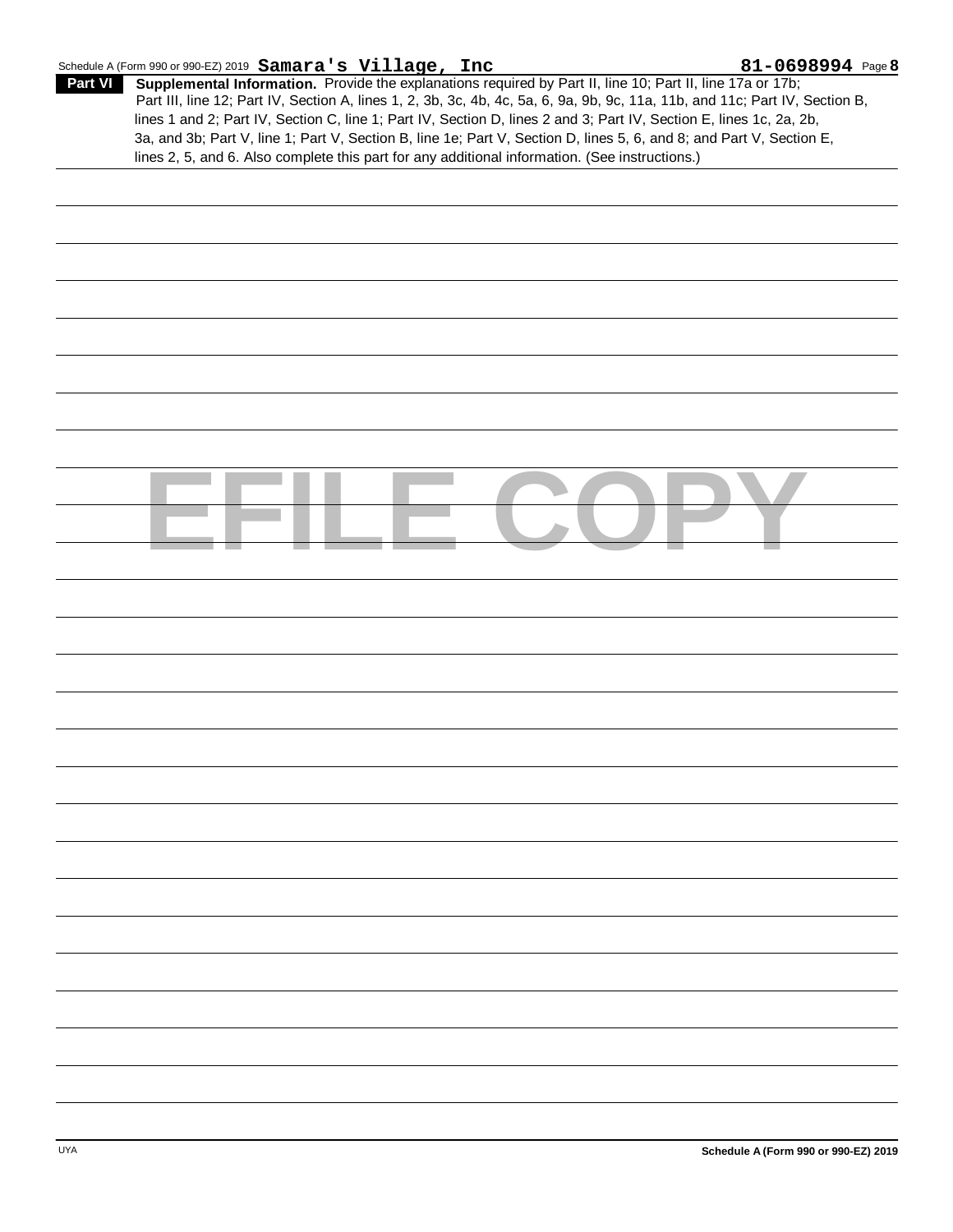Schedule A (Form 990 or 990-EZ) 2019 **Samara's Village, Inc** **81-0698994** Page **8**

**Part VI** **Supplemental Information.** Provide the explanations required by Part II, line 10; Part II, line 17a or 17b; Part III, line 12; Part IV, Section A, lines 1, 2, 3b, 3c, 4b, 4c, 5a, 6, 9a, 9b, 9c, 11a, 11b, and 11c; Part IV, Section B, lines 1 and 2; Part IV, Section C, line 1; Part IV, Section D, lines 2 and 3; Part IV, Section E, lines 1c, 2a, 2b, 3a, and 3b; Part V, line 1; Part V, Section B, line 1e; Part V, Section D, lines 5, 6, and 8; and Part V, Section E, lines 2, 5, and 6. Also complete this part for any additional information. (See instructions.)

EFILE COPY

**Schedule A (Form 990 or 990-EZ) 2019**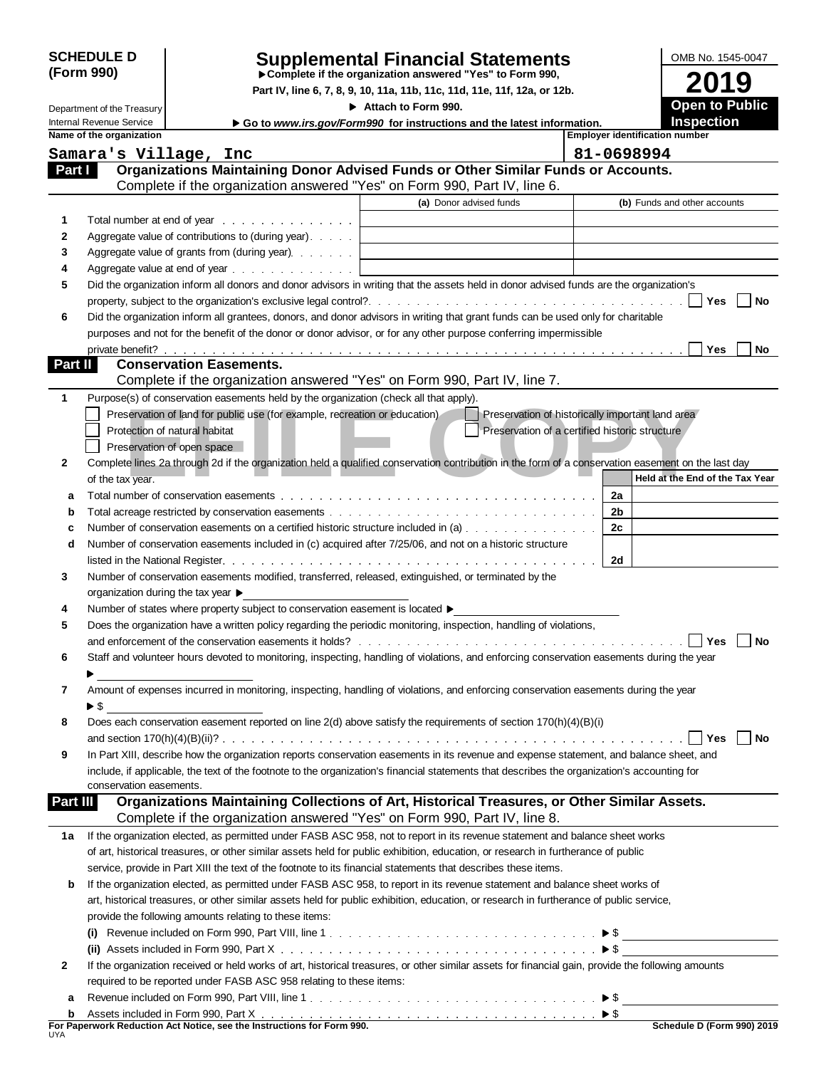**SCHEDULE D (Form 990)**

Department of the Treasury
Internal Revenue Service

# Supplemental Financial Statements

▶ Complete if the organization answered "Yes" to Form 990, Part IV, line 6, 7, 8, 9, 10, 11a, 11b, 11c, 11d, 11e, 11f, 12a, or 12b.

▶ Attach to Form 990.

▶ Go to *www.irs.gov/Form990* for instructions and the latest information.

OMB No. 1545-0047

**2019**

**Open to Public Inspection**

| Name of the organization | Employer identification number |
|---|---|
| Samara's Village, Inc | 81-0698994 |

## Part I — Organizations Maintaining Donor Advised Funds or Other Similar Funds or Accounts.

Complete if the organization answered "Yes" on Form 990, Part IV, line 6.

| | | (a) Donor advised funds | (b) Funds and other accounts |
|---|---|---|---|
| 1 | Total number at end of year | | |
| 2 | Aggregate value of contributions to (during year) | | |
| 3 | Aggregate value of grants from (during year) | | |
| 4 | Aggregate value at end of year | | |

5 Did the organization inform all donors and donor advisors in writing that the assets held in donor advised funds are the organization's property, subject to the organization's exclusive legal control? ☐ Yes ☐ No

6 Did the organization inform all grantees, donors, and donor advisors in writing that grant funds can be used only for charitable purposes and not for the benefit of the donor or donor advisor, or for any other purpose conferring impermissible private benefit? ☐ Yes ☐ No

## Part II — Conservation Easements.

Complete if the organization answered "Yes" on Form 990, Part IV, line 7.

1 Purpose(s) of conservation easements held by the organization (check all that apply).

☐ Preservation of land for public use (for example, recreation or education) ☐ Preservation of historically important land area
☐ Protection of natural habitat ☐ Preservation of a certified historic structure
☐ Preservation of open space

2 Complete lines 2a through 2d if the organization held a qualified conservation contribution in the form of a conservation easement on the last day of the tax year.

| | | | Held at the End of the Tax Year |
|---|---|---|---|
| a | Total number of conservation easements | 2a | |
| b | Total acreage restricted by conservation easements | 2b | |
| c | Number of conservation easements on a certified historic structure included in (a) | 2c | |
| d | Number of conservation easements included in (c) acquired after 7/25/06, and not on a historic structure listed in the National Register | 2d | |

3 Number of conservation easements modified, transferred, released, extinguished, or terminated by the organization during the tax year ▶

4 Number of states where property subject to conservation easement is located ▶

5 Does the organization have a written policy regarding the periodic monitoring, inspection, handling of violations, and enforcement of the conservation easements it holds? ☐ Yes ☐ No

6 Staff and volunteer hours devoted to monitoring, inspecting, handling of violations, and enforcing conservation easements during the year ▶

7 Amount of expenses incurred in monitoring, inspecting, handling of violations, and enforcing conservation easements during the year ▶ $

8 Does each conservation easement reported on line 2(d) above satisfy the requirements of section 170(h)(4)(B)(i) and section 170(h)(4)(B)(ii)? ☐ Yes ☐ No

9 In Part XIII, describe how the organization reports conservation easements in its revenue and expense statement, and balance sheet, and include, if applicable, the text of the footnote to the organization's financial statements that describes the organization's accounting for conservation easements.

## Part III — Organizations Maintaining Collections of Art, Historical Treasures, or Other Similar Assets.

Complete if the organization answered "Yes" on Form 990, Part IV, line 8.

1a If the organization elected, as permitted under FASB ASC 958, not to report in its revenue statement and balance sheet works of art, historical treasures, or other similar assets held for public exhibition, education, or research in furtherance of public service, provide in Part XIII the text of the footnote to its financial statements that describes these items.

b If the organization elected, as permitted under FASB ASC 958, to report in its revenue statement and balance sheet works of art, historical treasures, or other similar assets held for public exhibition, education, or research in furtherance of public service, provide the following amounts relating to these items:

(i) Revenue included on Form 990, Part VIII, line 1 ▶ $

(ii) Assets included in Form 990, Part X ▶ $

2 If the organization received or held works of art, historical treasures, or other similar assets for financial gain, provide the following amounts required to be reported under FASB ASC 958 relating to these items:

a Revenue included on Form 990, Part VIII, line 1 ▶ $

b Assets included in Form 990, Part X ▶ $

**For Paperwork Reduction Act Notice, see the Instructions for Form 990.** **Schedule D (Form 990) 2019**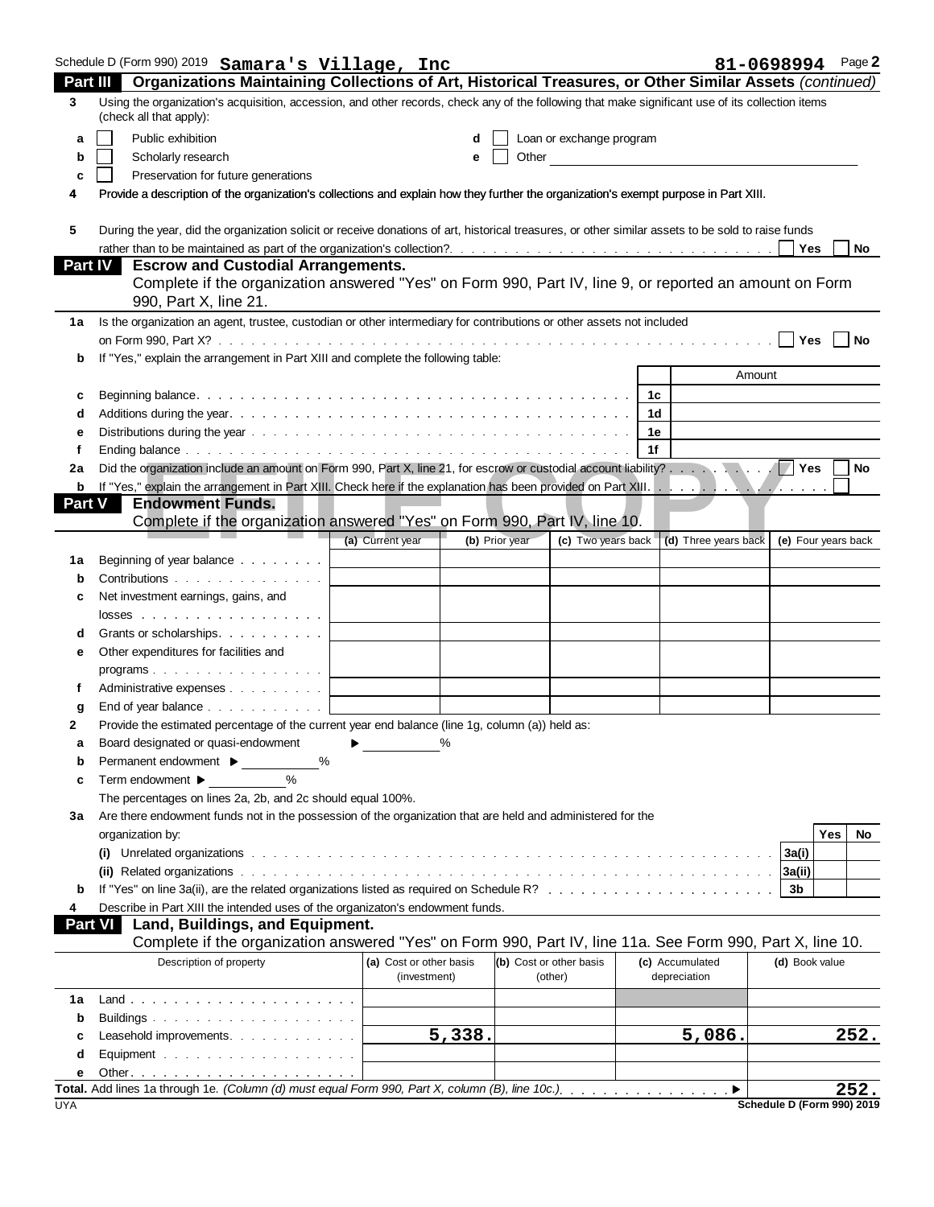Schedule D (Form 990) 2019 **Samara's Village, Inc** **81-0698994** Page **2**

## Part III Organizations Maintaining Collections of Art, Historical Treasures, or Other Similar Assets *(continued)*

**3** Using the organization's acquisition, accession, and other records, check any of the following that make significant use of its collection items (check all that apply):

- **a** ☐ Public exhibition
- **b** ☐ Scholarly research
- **c** ☐ Preservation for future generations
- **d** ☐ Loan or exchange program
- **e** ☐ Other

**4** Provide a description of the organization's collections and explain how they further the organization's exempt purpose in Part XIII.

**5** During the year, did the organization solicit or receive donations of art, historical treasures, or other similar assets to be sold to raise funds rather than to be maintained as part of the organization's collection? ☐ Yes ☐ No

## Part IV Escrow and Custodial Arrangements.

Complete if the organization answered "Yes" on Form 990, Part IV, line 9, or reported an amount on Form 990, Part X, line 21.

**1a** Is the organization an agent, trustee, custodian or other intermediary for contributions or other assets not included on Form 990, Part X? ☐ Yes ☐ No

**b** If "Yes," explain the arrangement in Part XIII and complete the following table:

| | | | Amount |
|---|---|---|---|
| c | Beginning balance | 1c | |
| d | Additions during the year | 1d | |
| e | Distributions during the year | 1e | |
| f | Ending balance | 1f | |

**2a** Did the organization include an amount on Form 990, Part X, line 21, for escrow or custodial account liability? ☐ Yes ☐ No

**b** If "Yes," explain the arrangement in Part XIII. Check here if the explanation has been provided on Part XIII. ☐

## Part V Endowment Funds.

Complete if the organization answered "Yes" on Form 990, Part IV, line 10.

| | | (a) Current year | (b) Prior year | (c) Two years back | (d) Three years back | (e) Four years back |
|---|---|---|---|---|---|---|
| 1a | Beginning of year balance | | | | | |
| b | Contributions | | | | | |
| c | Net investment earnings, gains, and losses | | | | | |
| d | Grants or scholarships | | | | | |
| e | Other expenditures for facilities and programs | | | | | |
| f | Administrative expenses | | | | | |
| g | End of year balance | | | | | |

**2** Provide the estimated percentage of the current year end balance (line 1g, column (a)) held as:

- **a** Board designated or quasi-endowment ▶ ______%
- **b** Permanent endowment ▶ ______%
- **c** Term endowment ▶ ______%

The percentages on lines 2a, 2b, and 2c should equal 100%.

**3a** Are there endowment funds not in the possession of the organization that are held and administered for the organization by:

| | | | Yes | No |
|---|---|---|---|---|
| | (i) Unrelated organizations | 3a(i) | | |
| | (ii) Related organizations | 3a(ii) | | |
| b | If "Yes" on line 3a(ii), are the related organizations listed as required on Schedule R? | 3b | | |

**4** Describe in Part XIII the intended uses of the organizaton's endowment funds.

## Part VI Land, Buildings, and Equipment.

Complete if the organization answered "Yes" on Form 990, Part IV, line 11a. See Form 990, Part X, line 10.

| | Description of property | (a) Cost or other basis (investment) | (b) Cost or other basis (other) | (c) Accumulated depreciation | (d) Book value |
|---|---|---|---|---|---|
| 1a | Land | | | | |
| b | Buildings | | | | |
| c | Leasehold improvements | 5,338. | | 5,086. | 252. |
| d | Equipment | | | | |
| e | Other | | | | |

**Total.** Add lines 1a through 1e. *(Column (d) must equal Form 990, Part X, column (B), line 10c.)* ▶ **252.**

UYA **Schedule D (Form 990) 2019**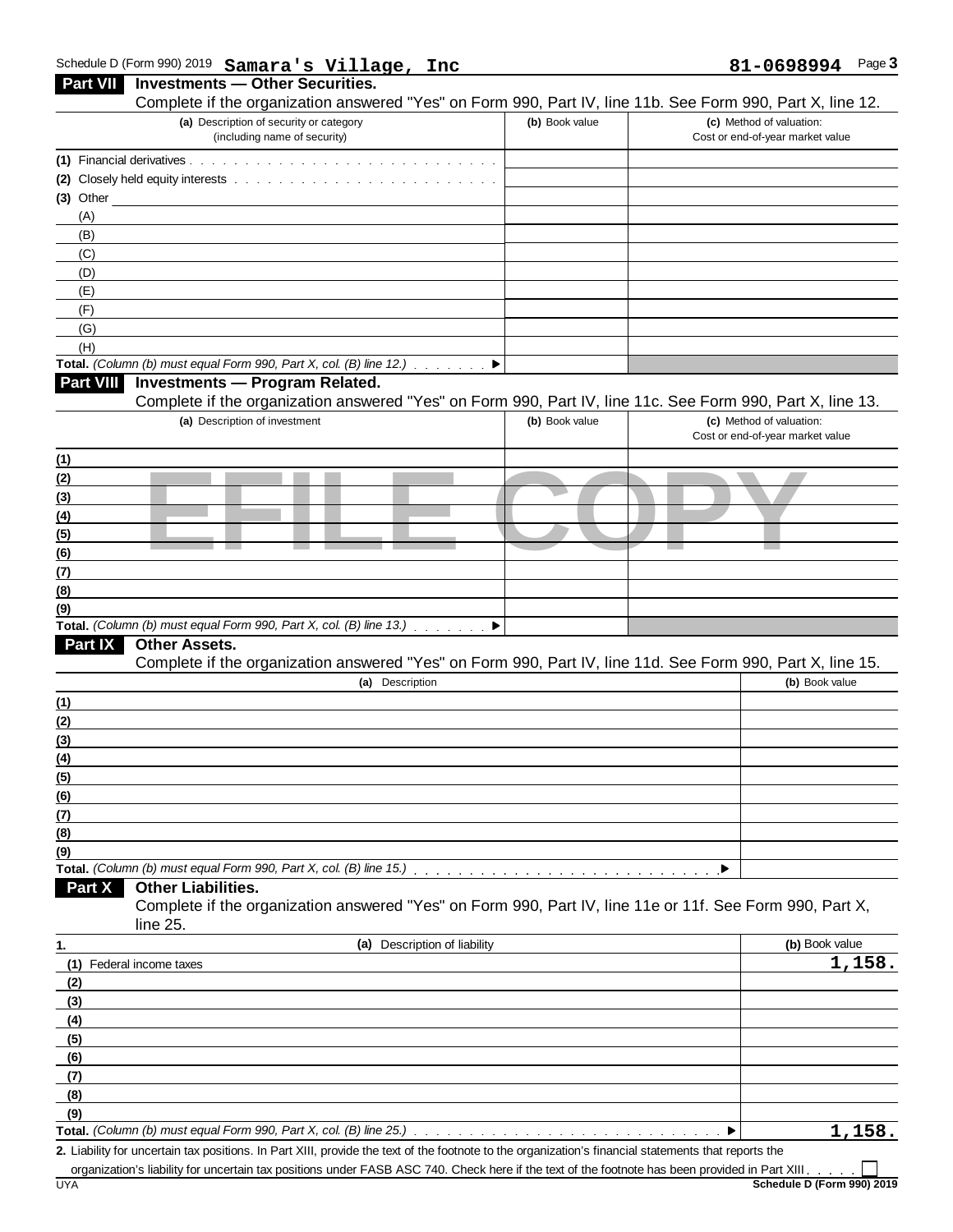Schedule D (Form 990) 2019 **Samara's Village, Inc** **81-0698994** Page **3**

## Part VII Investments — Other Securities.

Complete if the organization answered "Yes" on Form 990, Part IV, line 11b. See Form 990, Part X, line 12.

| (a) Description of security or category (including name of security) | (b) Book value | (c) Method of valuation: Cost or end-of-year market value |
|---|---|---|
| (1) Financial derivatives | | |
| (2) Closely held equity interests | | |
| (3) Other | | |
| (A) | | |
| (B) | | |
| (C) | | |
| (D) | | |
| (E) | | |
| (F) | | |
| (G) | | |
| (H) | | |
| **Total.** *(Column (b) must equal Form 990, Part X, col. (B) line 12.)* ▶ | | |

## Part VIII Investments — Program Related.

Complete if the organization answered "Yes" on Form 990, Part IV, line 11c. See Form 990, Part X, line 13.

| (a) Description of investment | (b) Book value | (c) Method of valuation: Cost or end-of-year market value |
|---|---|---|
| (1) | | |
| (2) | | |
| (3) | | |
| (4) | | |
| (5) | | |
| (6) | | |
| (7) | | |
| (8) | | |
| (9) | | |
| **Total.** *(Column (b) must equal Form 990, Part X, col. (B) line 13.)* ▶ | | |

## Part IX Other Assets.

Complete if the organization answered "Yes" on Form 990, Part IV, line 11d. See Form 990, Part X, line 15.

| (a) Description | (b) Book value |
|---|---|
| (1) | |
| (2) | |
| (3) | |
| (4) | |
| (5) | |
| (6) | |
| (7) | |
| (8) | |
| (9) | |
| **Total.** *(Column (b) must equal Form 990, Part X, col. (B) line 15.)* ▶ | |

## Part X Other Liabilities.

Complete if the organization answered "Yes" on Form 990, Part IV, line 11e or 11f. See Form 990, Part X, line 25.

| 1. (a) Description of liability | (b) Book value |
|---|---|
| (1) Federal income taxes | 1,158. |
| (2) | |
| (3) | |
| (4) | |
| (5) | |
| (6) | |
| (7) | |
| (8) | |
| (9) | |
| **Total.** *(Column (b) must equal Form 990, Part X, col. (B) line 25.)* ▶ | 1,158. |

**2.** Liability for uncertain tax positions. In Part XIII, provide the text of the footnote to the organization's financial statements that reports the organization's liability for uncertain tax positions under FASB ASC 740. Check here if the text of the footnote has been provided in Part XIII ☐

UYA **Schedule D (Form 990) 2019**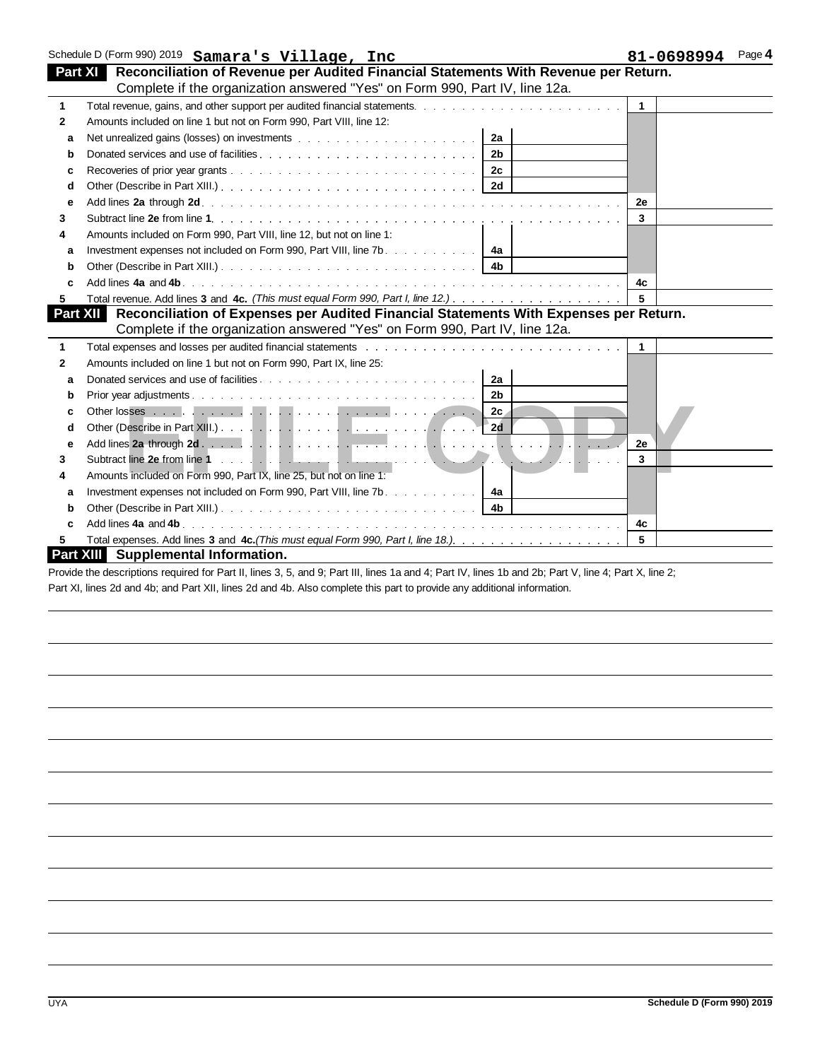Schedule D (Form 990) 2019 **Samara's Village, Inc** **81-0698994** Page **4**

## Part XI Reconciliation of Revenue per Audited Financial Statements With Revenue per Return.

Complete if the organization answered "Yes" on Form 990, Part IV, line 12a.

| | | | | | |
|---|---|---|---|---|---|
| 1 | Total revenue, gains, and other support per audited financial statements | | | 1 | |
| 2 | Amounts included on line 1 but not on Form 990, Part VIII, line 12: | | | | |
| a | Net unrealized gains (losses) on investments | 2a | | | |
| b | Donated services and use of facilities | 2b | | | |
| c | Recoveries of prior year grants | 2c | | | |
| d | Other (Describe in Part XIII.) | 2d | | | |
| e | Add lines **2a** through **2d** | | | 2e | |
| 3 | Subtract line **2e** from line **1** | | | 3 | |
| 4 | Amounts included on Form 990, Part VIII, line 12, but not on line 1: | | | | |
| a | Investment expenses not included on Form 990, Part VIII, line 7b | 4a | | | |
| b | Other (Describe in Part XIII.) | 4b | | | |
| c | Add lines **4a** and **4b** | | | 4c | |
| 5 | Total revenue. Add lines **3** and **4c.** *(This must equal Form 990, Part I, line 12.)* | | | 5 | |

## Part XII Reconciliation of Expenses per Audited Financial Statements With Expenses per Return.

Complete if the organization answered "Yes" on Form 990, Part IV, line 12a.

| | | | | | |
|---|---|---|---|---|---|
| 1 | Total expenses and losses per audited financial statements | | | 1 | |
| 2 | Amounts included on line 1 but not on Form 990, Part IX, line 25: | | | | |
| a | Donated services and use of facilities | 2a | | | |
| b | Prior year adjustments | 2b | | | |
| c | Other losses | 2c | | | |
| d | Other (Describe in Part XIII.) | 2d | | | |
| e | Add lines **2a** through **2d** | | | 2e | |
| 3 | Subtract line **2e** from line **1** | | | 3 | |
| 4 | Amounts included on Form 990, Part IX, line 25, but not on line 1: | | | | |
| a | Investment expenses not included on Form 990, Part VIII, line 7b | 4a | | | |
| b | Other (Describe in Part XIII.) | 4b | | | |
| c | Add lines **4a** and **4b** | | | 4c | |
| 5 | Total expenses. Add lines **3** and **4c.** *(This must equal Form 990, Part I, line 18.)* | | | 5 | |

## Part XIII Supplemental Information.

Provide the descriptions required for Part II, lines 3, 5, and 9; Part III, lines 1a and 4; Part IV, lines 1b and 2b; Part V, line 4; Part X, line 2; Part XI, lines 2d and 4b; and Part XII, lines 2d and 4b. Also complete this part to provide any additional information.

UYA **Schedule D (Form 990) 2019**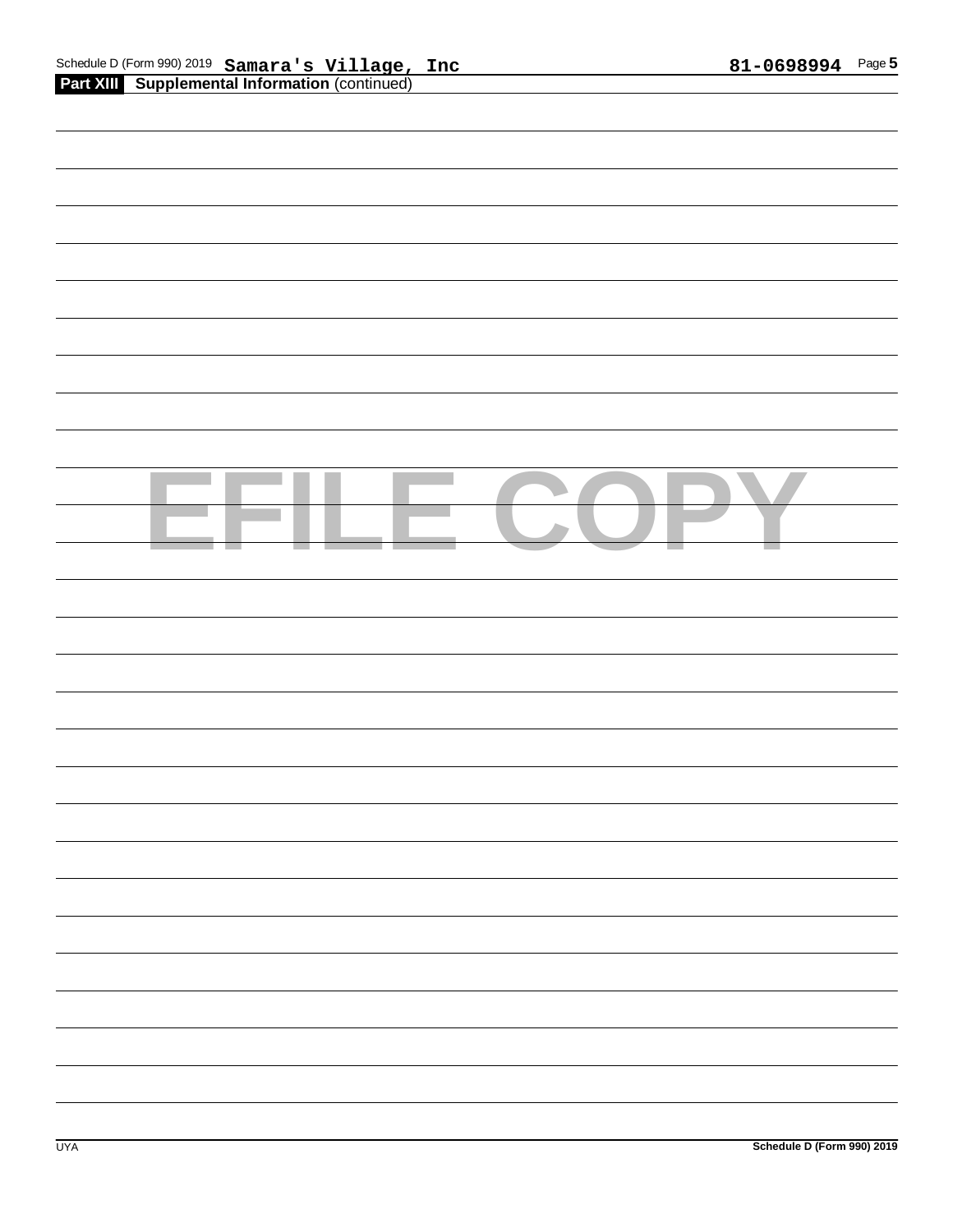**Part XIII Supplemental Information** (continued)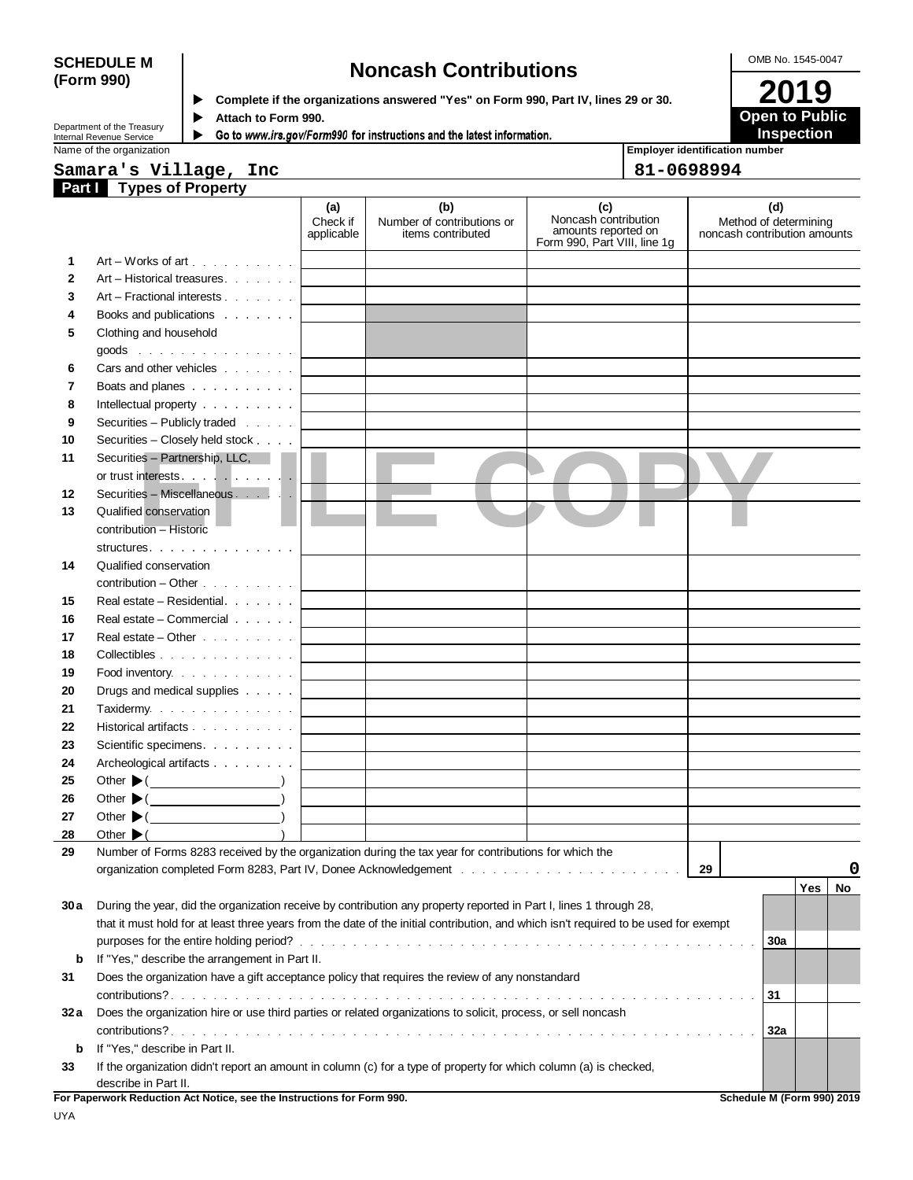**SCHEDULE M (Form 990)**

Department of the Treasury
Internal Revenue Service

# Noncash Contributions

▶ **Complete if the organizations answered "Yes" on Form 990, Part IV, lines 29 or 30.**
▶ **Attach to Form 990.**
▶ **Go to *www.irs.gov/Form990* for instructions and the latest information.**

OMB No. 1545-0047

**2019**
**Open to Public Inspection**

| Name of the organization | Employer identification number |
|---|---|
| Samara's Village, Inc | 81-0698994 |

## Part I Types of Property

| | | (a) Check if applicable | (b) Number of contributions or items contributed | (c) Noncash contribution amounts reported on Form 990, Part VIII, line 1g | (d) Method of determining noncash contribution amounts |
|---|---|---|---|---|---|
| 1 | Art – Works of art | | | | |
| 2 | Art – Historical treasures | | | | |
| 3 | Art – Fractional interests | | | | |
| 4 | Books and publications | | | | |
| 5 | Clothing and household goods | | | | |
| 6 | Cars and other vehicles | | | | |
| 7 | Boats and planes | | | | |
| 8 | Intellectual property | | | | |
| 9 | Securities – Publicly traded | | | | |
| 10 | Securities – Closely held stock | | | | |
| 11 | Securities – Partnership, LLC, or trust interests | | | | |
| 12 | Securities – Miscellaneous | | | | |
| 13 | Qualified conservation contribution – Historic structures | | | | |
| 14 | Qualified conservation contribution – Other | | | | |
| 15 | Real estate – Residential | | | | |
| 16 | Real estate – Commercial | | | | |
| 17 | Real estate – Other | | | | |
| 18 | Collectibles | | | | |
| 19 | Food inventory | | | | |
| 20 | Drugs and medical supplies | | | | |
| 21 | Taxidermy | | | | |
| 22 | Historical artifacts | | | | |
| 23 | Scientific specimens | | | | |
| 24 | Archeological artifacts | | | | |
| 25 | Other ▶ ( ) | | | | |
| 26 | Other ▶ ( ) | | | | |
| 27 | Other ▶ ( ) | | | | |
| 28 | Other ▶ ( ) | | | | |

| | | | |
|---|---|---|---|
| 29 | Number of Forms 8283 received by the organization during the tax year for contributions for which the organization completed Form 8283, Part IV, Donee Acknowledgement | 29 | 0 |

| | | | Yes | No |
|---|---|---|---|---|
| 30a | During the year, did the organization receive by contribution any property reported in Part I, lines 1 through 28, that it must hold for at least three years from the date of the initial contribution, and which isn't required to be used for exempt purposes for the entire holding period? | 30a | | |
| b | If "Yes," describe the arrangement in Part II. | | | |
| 31 | Does the organization have a gift acceptance policy that requires the review of any nonstandard contributions? | 31 | | |
| 32a | Does the organization hire or use third parties or related organizations to solicit, process, or sell noncash contributions? | 32a | | |
| b | If "Yes," describe in Part II. | | | |
| 33 | If the organization didn't report an amount in column (c) for a type of property for which column (a) is checked, describe in Part II. | | | |

**For Paperwork Reduction Act Notice, see the Instructions for Form 990.** **Schedule M (Form 990) 2019**

UYA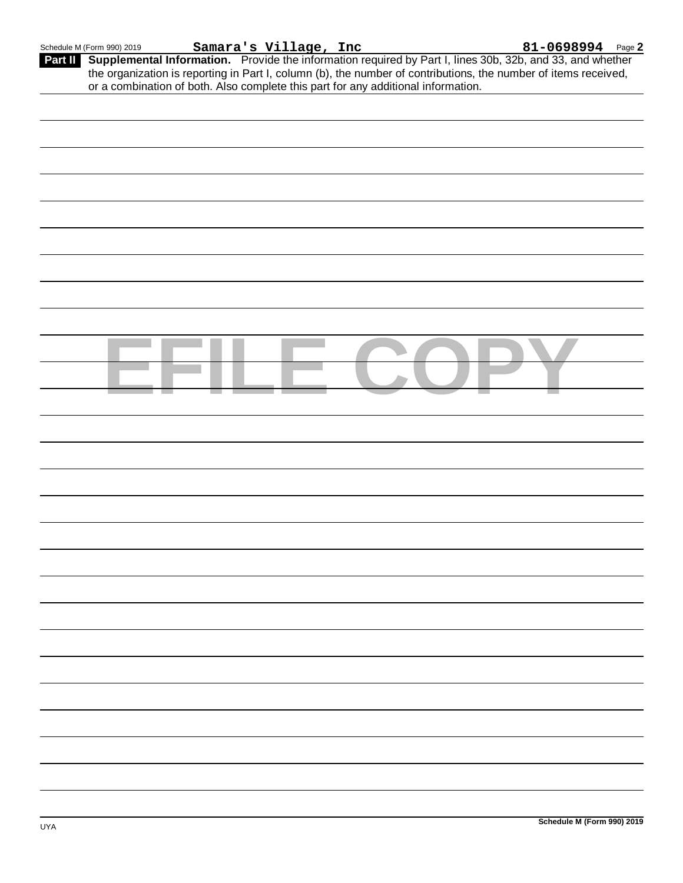Schedule M (Form 990) 2019 **Samara's Village, Inc** **81-0698994** Page **2**

**Part II** **Supplemental Information.** Provide the information required by Part I, lines 30b, 32b, and 33, and whether the organization is reporting in Part I, column (b), the number of contributions, the number of items received, or a combination of both. Also complete this part for any additional information.

EFILE COPY

UYA **Schedule M (Form 990) 2019**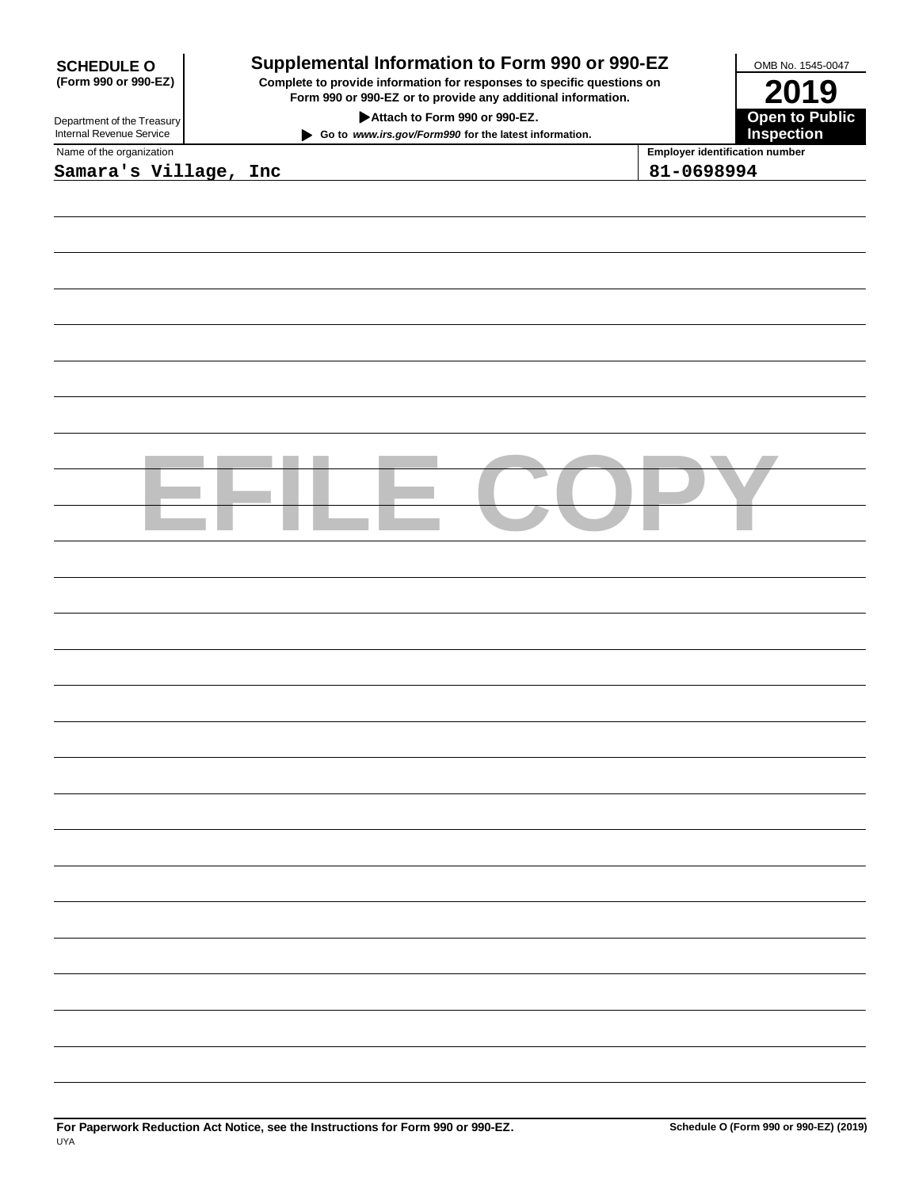**SCHEDULE O**
**(Form 990 or 990-EZ)**

Department of the Treasury
Internal Revenue Service

# Supplemental Information to Form 990 or 990-EZ

**Complete to provide information for responses to specific questions on Form 990 or 990-EZ or to provide any additional information.**

**▶ Attach to Form 990 or 990-EZ.**

**▶ Go to *www.irs.gov/Form990* for the latest information.**

OMB No. 1545-0047

**2019**

**Open to Public Inspection**

| Name of the organization | Employer identification number |
| --- | --- |
| Samara's Village, Inc | 81-0698994 |

EFILE COPY

**For Paperwork Reduction Act Notice, see the Instructions for Form 990 or 990-EZ.** **Schedule O (Form 990 or 990-EZ) (2019)**

UYA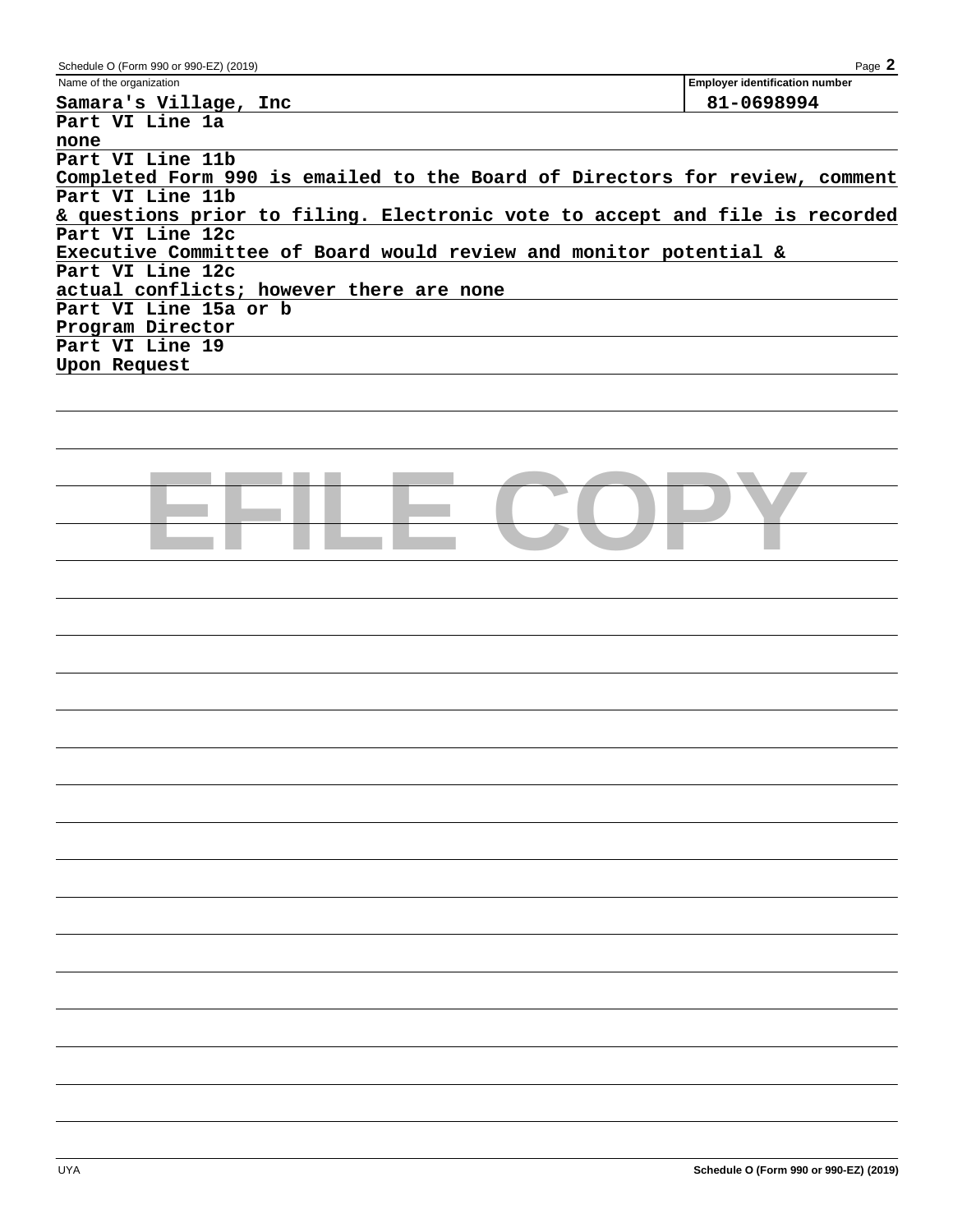Schedule O (Form 990 or 990-EZ) (2019) Page **2**

| Name of the organization | Employer identification number |
| --- | --- |
| Samara's Village, Inc | 81-0698994 |

**Part VI Line 1a**
none

**Part VI Line 11b**
Completed Form 990 is emailed to the Board of Directors for review, comment

**Part VI Line 11b**
& questions prior to filing. Electronic vote to accept and file is recorded

**Part VI Line 12c**
Executive Committee of Board would review and monitor potential &

**Part VI Line 12c**
actual conflicts; however there are none

**Part VI Line 15a or b**
Program Director

**Part VI Line 19**
Upon Request

EFILE COPY

UYA

Schedule O (Form 990 or 990-EZ) (2019)